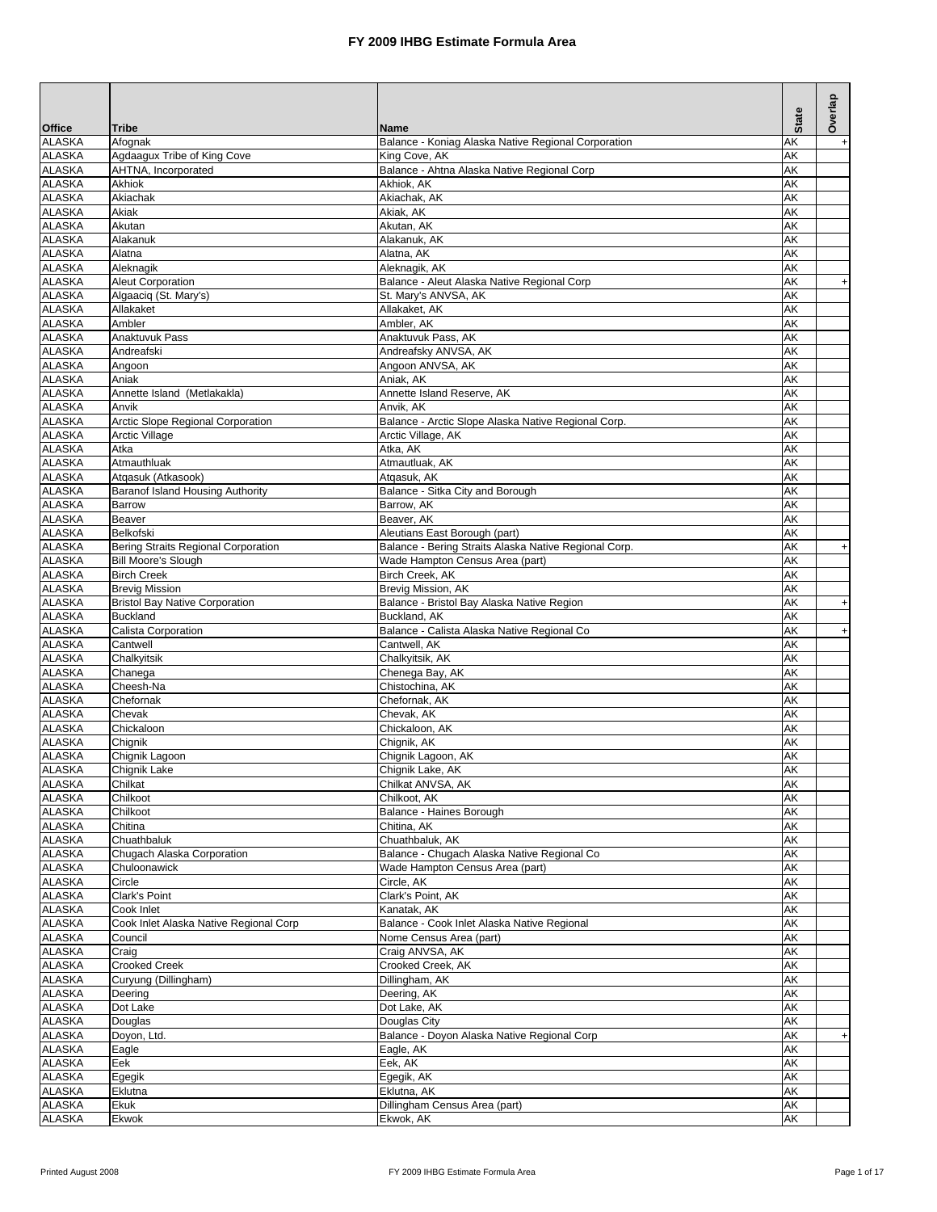# FY 2009 IHBG Estimate Formula Area

| Office | Tribe | Name | State | Overlap |
|---|---|---|---|---|
| ALASKA | Afognak | Balance - Koniag Alaska Native Regional Corporation | AK | + |
| ALASKA | Agdaagux Tribe of King Cove | King Cove, AK | AK | |
| ALASKA | AHTNA, Incorporated | Balance - Ahtna Alaska Native Regional Corp | AK | |
| ALASKA | Akhiok | Akhiok, AK | AK | |
| ALASKA | Akiachak | Akiachak, AK | AK | |
| ALASKA | Akiak | Akiak, AK | AK | |
| ALASKA | Akutan | Akutan, AK | AK | |
| ALASKA | Alakanuk | Alakanuk, AK | AK | |
| ALASKA | Alatna | Alatna, AK | AK | |
| ALASKA | Aleknagik | Aleknagik, AK | AK | |
| ALASKA | Aleut Corporation | Balance - Aleut Alaska Native Regional Corp | AK | + |
| ALASKA | Algaaciq (St. Mary's) | St. Mary's ANVSA, AK | AK | |
| ALASKA | Allakaket | Allakaket, AK | AK | |
| ALASKA | Ambler | Ambler, AK | AK | |
| ALASKA | Anaktuvuk Pass | Anaktuvuk Pass, AK | AK | |
| ALASKA | Andreafski | Andreafsky ANVSA, AK | AK | |
| ALASKA | Angoon | Angoon ANVSA, AK | AK | |
| ALASKA | Aniak | Aniak, AK | AK | |
| ALASKA | Annette Island (Metlakakla) | Annette Island Reserve, AK | AK | |
| ALASKA | Anvik | Anvik, AK | AK | |
| ALASKA | Arctic Slope Regional Corporation | Balance - Arctic Slope Alaska Native Regional Corp. | AK | |
| ALASKA | Arctic Village | Arctic Village, AK | AK | |
| ALASKA | Atka | Atka, AK | AK | |
| ALASKA | Atmauthluak | Atmautluak, AK | AK | |
| ALASKA | Atqasuk (Atkasook) | Atqasuk, AK | AK | |
| ALASKA | Baranof Island Housing Authority | Balance - Sitka City and Borough | AK | |
| ALASKA | Barrow | Barrow, AK | AK | |
| ALASKA | Beaver | Beaver, AK | AK | |
| ALASKA | Belkofski | Aleutians East Borough (part) | AK | |
| ALASKA | Bering Straits Regional Corporation | Balance - Bering Straits Alaska Native Regional Corp. | AK | + |
| ALASKA | Bill Moore's Slough | Wade Hampton Census Area (part) | AK | |
| ALASKA | Birch Creek | Birch Creek, AK | AK | |
| ALASKA | Brevig Mission | Brevig Mission, AK | AK | |
| ALASKA | Bristol Bay Native Corporation | Balance - Bristol Bay Alaska Native Region | AK | + |
| ALASKA | Buckland | Buckland, AK | AK | |
| ALASKA | Calista Corporation | Balance - Calista Alaska Native Regional Co | AK | + |
| ALASKA | Cantwell | Cantwell, AK | AK | |
| ALASKA | Chalkyitsik | Chalkyitsik, AK | AK | |
| ALASKA | Chanega | Chenega Bay, AK | AK | |
| ALASKA | Cheesh-Na | Chistochina, AK | AK | |
| ALASKA | Chefornak | Chefornak, AK | AK | |
| ALASKA | Chevak | Chevak, AK | AK | |
| ALASKA | Chickaloon | Chickaloon, AK | AK | |
| ALASKA | Chignik | Chignik, AK | AK | |
| ALASKA | Chignik Lagoon | Chignik Lagoon, AK | AK | |
| ALASKA | Chignik Lake | Chignik Lake, AK | AK | |
| ALASKA | Chilkat | Chilkat ANVSA, AK | AK | |
| ALASKA | Chilkoot | Chilkoot, AK | AK | |
| ALASKA | Chilkoot | Balance - Haines Borough | AK | |
| ALASKA | Chitina | Chitina, AK | AK | |
| ALASKA | Chuathbaluk | Chuathbaluk, AK | AK | |
| ALASKA | Chugach Alaska Corporation | Balance - Chugach Alaska Native Regional Co | AK | |
| ALASKA | Chuloonawick | Wade Hampton Census Area (part) | AK | |
| ALASKA | Circle | Circle, AK | AK | |
| ALASKA | Clark's Point | Clark's Point, AK | AK | |
| ALASKA | Cook Inlet | Kanatak, AK | AK | |
| ALASKA | Cook Inlet Alaska Native Regional Corp | Balance - Cook Inlet Alaska Native Regional | AK | |
| ALASKA | Council | Nome Census Area (part) | AK | |
| ALASKA | Craig | Craig ANVSA, AK | AK | |
| ALASKA | Crooked Creek | Crooked Creek, AK | AK | |
| ALASKA | Curyung (Dillingham) | Dillingham, AK | AK | |
| ALASKA | Deering | Deering, AK | AK | |
| ALASKA | Dot Lake | Dot Lake, AK | AK | |
| ALASKA | Douglas | Douglas City | AK | |
| ALASKA | Doyon, Ltd. | Balance - Doyon Alaska Native Regional Corp | AK | + |
| ALASKA | Eagle | Eagle, AK | AK | |
| ALASKA | Eek | Eek, AK | AK | |
| ALASKA | Egegik | Egegik, AK | AK | |
| ALASKA | Eklutna | Eklutna, AK | AK | |
| ALASKA | Ekuk | Dillingham Census Area (part) | AK | |
| ALASKA | Ekwok | Ekwok, AK | AK | |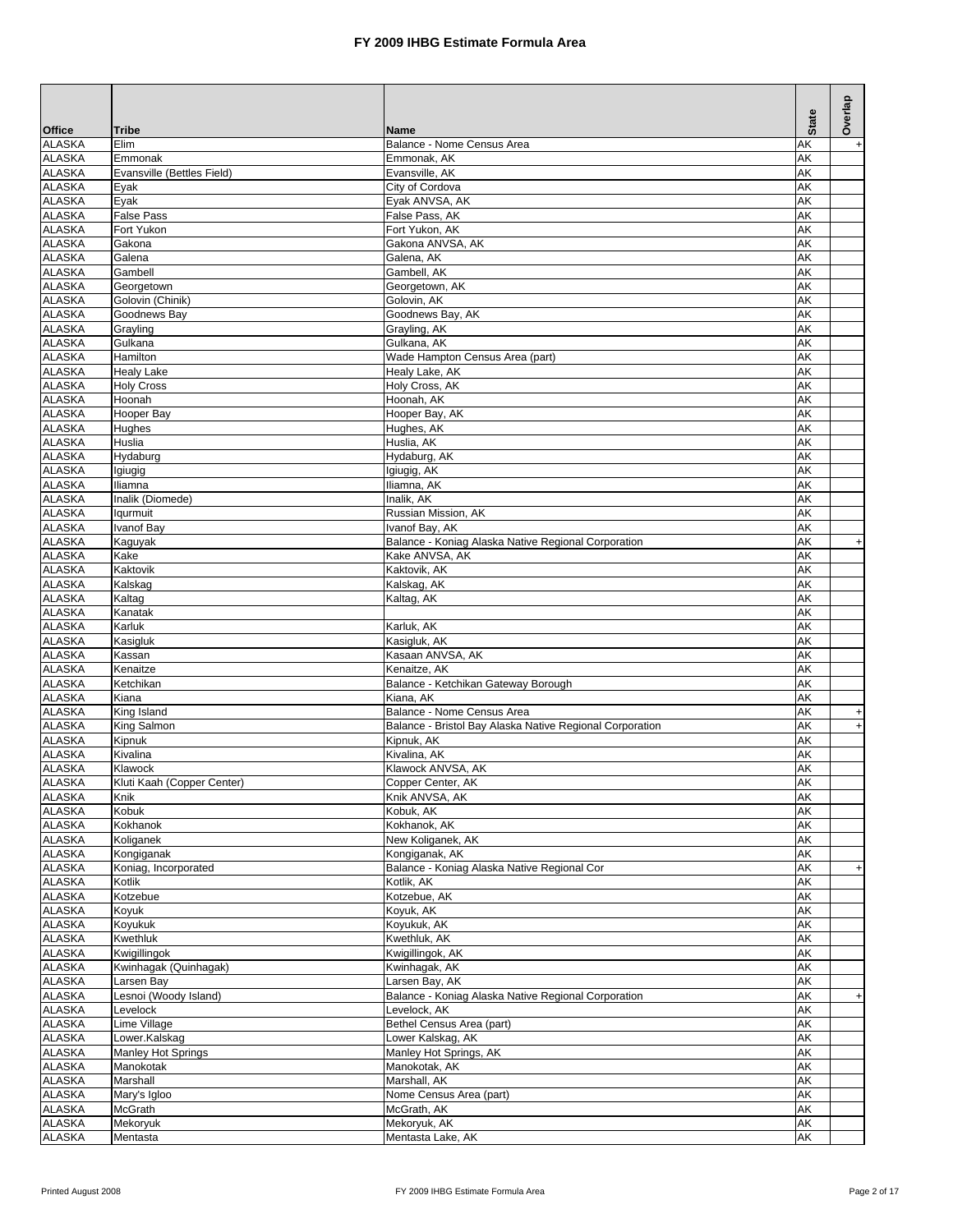# FY 2009 IHBG Estimate Formula Area

| Office | Tribe | Name | State | Overlap |
|---|---|---|---|---|
| ALASKA | Elim | Balance - Nome Census Area | AK | + |
| ALASKA | Emmonak | Emmonak, AK | AK | |
| ALASKA | Evansville (Bettles Field) | Evansville, AK | AK | |
| ALASKA | Eyak | City of Cordova | AK | |
| ALASKA | Eyak | Eyak ANVSA, AK | AK | |
| ALASKA | False Pass | False Pass, AK | AK | |
| ALASKA | Fort Yukon | Fort Yukon, AK | AK | |
| ALASKA | Gakona | Gakona ANVSA, AK | AK | |
| ALASKA | Galena | Galena, AK | AK | |
| ALASKA | Gambell | Gambell, AK | AK | |
| ALASKA | Georgetown | Georgetown, AK | AK | |
| ALASKA | Golovin (Chinik) | Golovin, AK | AK | |
| ALASKA | Goodnews Bay | Goodnews Bay, AK | AK | |
| ALASKA | Grayling | Grayling, AK | AK | |
| ALASKA | Gulkana | Gulkana, AK | AK | |
| ALASKA | Hamilton | Wade Hampton Census Area (part) | AK | |
| ALASKA | Healy Lake | Healy Lake, AK | AK | |
| ALASKA | Holy Cross | Holy Cross, AK | AK | |
| ALASKA | Hoonah | Hoonah, AK | AK | |
| ALASKA | Hooper Bay | Hooper Bay, AK | AK | |
| ALASKA | Hughes | Hughes, AK | AK | |
| ALASKA | Huslia | Huslia, AK | AK | |
| ALASKA | Hydaburg | Hydaburg, AK | AK | |
| ALASKA | Igiugig | Igiugig, AK | AK | |
| ALASKA | Iliamna | Iliamna, AK | AK | |
| ALASKA | Inalik (Diomede) | Inalik, AK | AK | |
| ALASKA | Iqurmuit | Russian Mission, AK | AK | |
| ALASKA | Ivanof Bay | Ivanof Bay, AK | AK | |
| ALASKA | Kaguyak | Balance - Koniag Alaska Native Regional Corporation | AK | + |
| ALASKA | Kake | Kake ANVSA, AK | AK | |
| ALASKA | Kaktovik | Kaktovik, AK | AK | |
| ALASKA | Kalskag | Kalskag, AK | AK | |
| ALASKA | Kaltag | Kaltag, AK | AK | |
| ALASKA | Kanatak | | AK | |
| ALASKA | Karluk | Karluk, AK | AK | |
| ALASKA | Kasigluk | Kasigluk, AK | AK | |
| ALASKA | Kassan | Kasaan ANVSA, AK | AK | |
| ALASKA | Kenaitze | Kenaitze, AK | AK | |
| ALASKA | Ketchikan | Balance - Ketchikan Gateway Borough | AK | |
| ALASKA | Kiana | Kiana, AK | AK | |
| ALASKA | King Island | Balance - Nome Census Area | AK | + |
| ALASKA | King Salmon | Balance - Bristol Bay Alaska Native Regional Corporation | AK | + |
| ALASKA | Kipnuk | Kipnuk, AK | AK | |
| ALASKA | Kivalina | Kivalina, AK | AK | |
| ALASKA | Klawock | Klawock ANVSA, AK | AK | |
| ALASKA | Kluti Kaah (Copper Center) | Copper Center, AK | AK | |
| ALASKA | Knik | Knik ANVSA, AK | AK | |
| ALASKA | Kobuk | Kobuk, AK | AK | |
| ALASKA | Kokhanok | Kokhanok, AK | AK | |
| ALASKA | Koliganek | New Koliganek, AK | AK | |
| ALASKA | Kongiganak | Kongiganak, AK | AK | |
| ALASKA | Koniag, Incorporated | Balance - Koniag Alaska Native Regional Cor | AK | + |
| ALASKA | Kotlik | Kotlik, AK | AK | |
| ALASKA | Kotzebue | Kotzebue, AK | AK | |
| ALASKA | Koyuk | Koyuk, AK | AK | |
| ALASKA | Koyukuk | Koyukuk, AK | AK | |
| ALASKA | Kwethluk | Kwethluk, AK | AK | |
| ALASKA | Kwigillingok | Kwigillingok, AK | AK | |
| ALASKA | Kwinhagak (Quinhagak) | Kwinhagak, AK | AK | |
| ALASKA | Larsen Bay | Larsen Bay, AK | AK | |
| ALASKA | Lesnoi (Woody Island) | Balance - Koniag Alaska Native Regional Corporation | AK | + |
| ALASKA | Levelock | Levelock, AK | AK | |
| ALASKA | Lime Village | Bethel Census Area (part) | AK | |
| ALASKA | Lower.Kalskag | Lower Kalskag, AK | AK | |
| ALASKA | Manley Hot Springs | Manley Hot Springs, AK | AK | |
| ALASKA | Manokotak | Manokotak, AK | AK | |
| ALASKA | Marshall | Marshall, AK | AK | |
| ALASKA | Mary's Igloo | Nome Census Area (part) | AK | |
| ALASKA | McGrath | McGrath, AK | AK | |
| ALASKA | Mekoryuk | Mekoryuk, AK | AK | |
| ALASKA | Mentasta | Mentasta Lake, AK | AK | |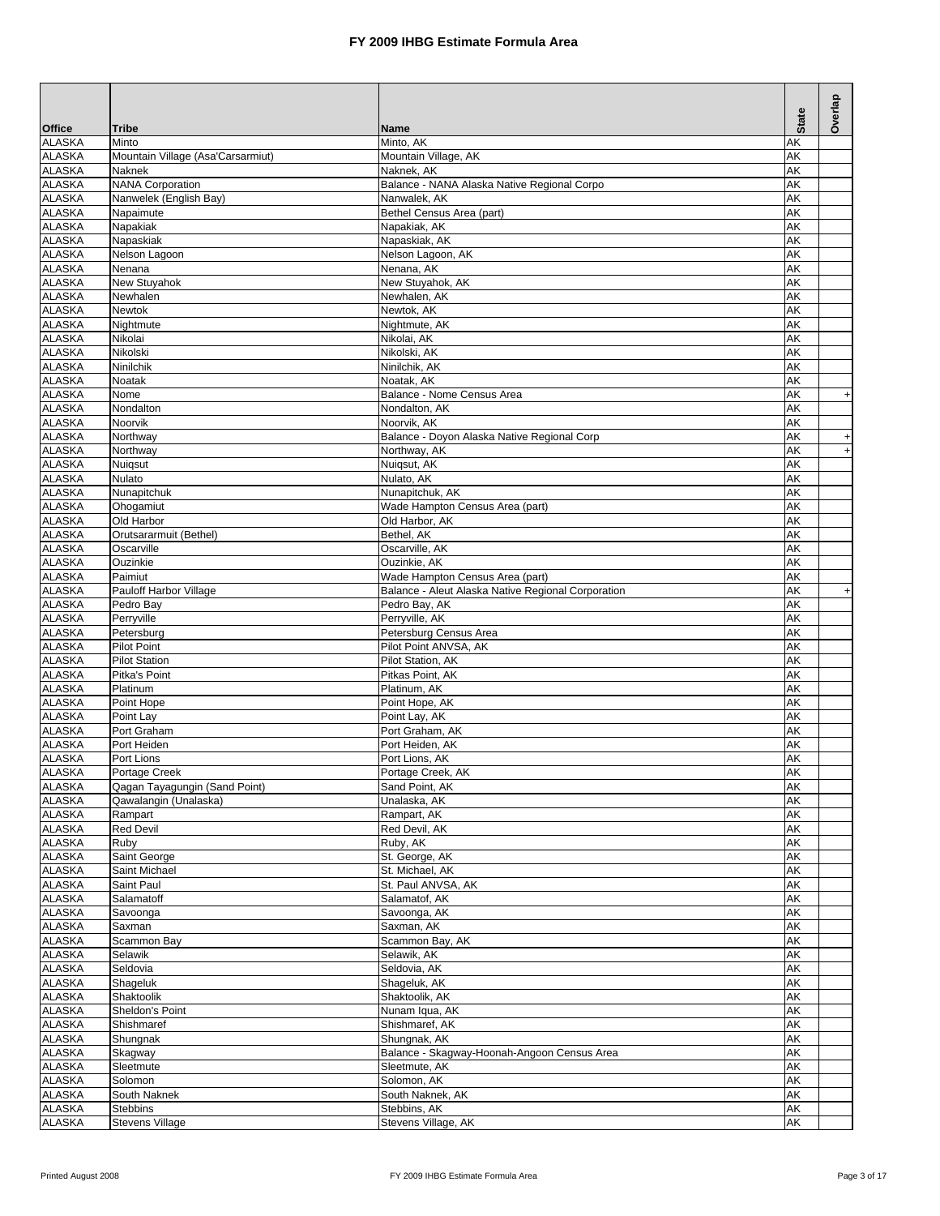# FY 2009 IHBG Estimate Formula Area

| Office | Tribe | Name | State | Overlap |
|---|---|---|---|---|
| ALASKA | Minto | Minto, AK | AK | |
| ALASKA | Mountain Village (Asa'Carsarmiut) | Mountain Village, AK | AK | |
| ALASKA | Naknek | Naknek, AK | AK | |
| ALASKA | NANA Corporation | Balance - NANA Alaska Native Regional Corpo | AK | |
| ALASKA | Nanwelek (English Bay) | Nanwalek, AK | AK | |
| ALASKA | Napaimute | Bethel Census Area (part) | AK | |
| ALASKA | Napakiak | Napakiak, AK | AK | |
| ALASKA | Napaskiak | Napaskiak, AK | AK | |
| ALASKA | Nelson Lagoon | Nelson Lagoon, AK | AK | |
| ALASKA | Nenana | Nenana, AK | AK | |
| ALASKA | New Stuyahok | New Stuyahok, AK | AK | |
| ALASKA | Newhalen | Newhalen, AK | AK | |
| ALASKA | Newtok | Newtok, AK | AK | |
| ALASKA | Nightmute | Nightmute, AK | AK | |
| ALASKA | Nikolai | Nikolai, AK | AK | |
| ALASKA | Nikolski | Nikolski, AK | AK | |
| ALASKA | Ninilchik | Ninilchik, AK | AK | |
| ALASKA | Noatak | Noatak, AK | AK | |
| ALASKA | Nome | Balance - Nome Census Area | AK | + |
| ALASKA | Nondalton | Nondalton, AK | AK | |
| ALASKA | Noorvik | Noorvik, AK | AK | |
| ALASKA | Northway | Balance - Doyon Alaska Native Regional Corp | AK | + |
| ALASKA | Northway | Northway, AK | AK | + |
| ALASKA | Nuiqsut | Nuiqsut, AK | AK | |
| ALASKA | Nulato | Nulato, AK | AK | |
| ALASKA | Nunapitchuk | Nunapitchuk, AK | AK | |
| ALASKA | Ohogamiut | Wade Hampton Census Area (part) | AK | |
| ALASKA | Old Harbor | Old Harbor, AK | AK | |
| ALASKA | Orutsararmuit (Bethel) | Bethel, AK | AK | |
| ALASKA | Oscarville | Oscarville, AK | AK | |
| ALASKA | Ouzinkie | Ouzinkie, AK | AK | |
| ALASKA | Paimiut | Wade Hampton Census Area (part) | AK | |
| ALASKA | Pauloff Harbor Village | Balance - Aleut Alaska Native Regional Corporation | AK | + |
| ALASKA | Pedro Bay | Pedro Bay, AK | AK | |
| ALASKA | Perryville | Perryville, AK | AK | |
| ALASKA | Petersburg | Petersburg Census Area | AK | |
| ALASKA | Pilot Point | Pilot Point ANVSA, AK | AK | |
| ALASKA | Pilot Station | Pilot Station, AK | AK | |
| ALASKA | Pitka's Point | Pitkas Point, AK | AK | |
| ALASKA | Platinum | Platinum, AK | AK | |
| ALASKA | Point Hope | Point Hope, AK | AK | |
| ALASKA | Point Lay | Point Lay, AK | AK | |
| ALASKA | Port Graham | Port Graham, AK | AK | |
| ALASKA | Port Heiden | Port Heiden, AK | AK | |
| ALASKA | Port Lions | Port Lions, AK | AK | |
| ALASKA | Portage Creek | Portage Creek, AK | AK | |
| ALASKA | Qagan Tayagungin (Sand Point) | Sand Point, AK | AK | |
| ALASKA | Qawalangin (Unalaska) | Unalaska, AK | AK | |
| ALASKA | Rampart | Rampart, AK | AK | |
| ALASKA | Red Devil | Red Devil, AK | AK | |
| ALASKA | Ruby | Ruby, AK | AK | |
| ALASKA | Saint George | St. George, AK | AK | |
| ALASKA | Saint Michael | St. Michael, AK | AK | |
| ALASKA | Saint Paul | St. Paul ANVSA, AK | AK | |
| ALASKA | Salamatoff | Salamatof, AK | AK | |
| ALASKA | Savoonga | Savoonga, AK | AK | |
| ALASKA | Saxman | Saxman, AK | AK | |
| ALASKA | Scammon Bay | Scammon Bay, AK | AK | |
| ALASKA | Selawik | Selawik, AK | AK | |
| ALASKA | Seldovia | Seldovia, AK | AK | |
| ALASKA | Shageluk | Shageluk, AK | AK | |
| ALASKA | Shaktoolik | Shaktoolik, AK | AK | |
| ALASKA | Sheldon's Point | Nunam Iqua, AK | AK | |
| ALASKA | Shishmaref | Shishmaref, AK | AK | |
| ALASKA | Shungnak | Shungnak, AK | AK | |
| ALASKA | Skagway | Balance - Skagway-Hoonah-Angoon Census Area | AK | |
| ALASKA | Sleetmute | Sleetmute, AK | AK | |
| ALASKA | Solomon | Solomon, AK | AK | |
| ALASKA | South Naknek | South Naknek, AK | AK | |
| ALASKA | Stebbins | Stebbins, AK | AK | |
| ALASKA | Stevens Village | Stevens Village, AK | AK | |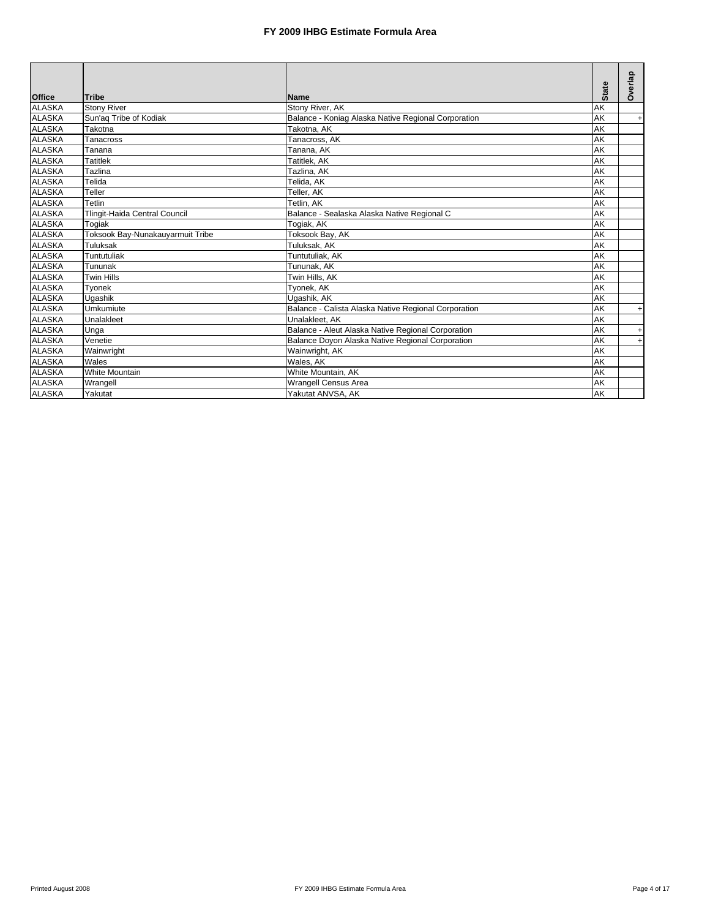# FY 2009 IHBG Estimate Formula Area

| Office | Tribe | Name | State | Overlap |
|---|---|---|---|---|
| ALASKA | Stony River | Stony River, AK | AK | |
| ALASKA | Sun'aq Tribe of Kodiak | Balance - Koniag Alaska Native Regional Corporation | AK | + |
| ALASKA | Takotna | Takotna, AK | AK | |
| ALASKA | Tanacross | Tanacross, AK | AK | |
| ALASKA | Tanana | Tanana, AK | AK | |
| ALASKA | Tatitlek | Tatitlek, AK | AK | |
| ALASKA | Tazlina | Tazlina, AK | AK | |
| ALASKA | Telida | Telida, AK | AK | |
| ALASKA | Teller | Teller, AK | AK | |
| ALASKA | Tetlin | Tetlin, AK | AK | |
| ALASKA | Tlingit-Haida Central Council | Balance - Sealaska Alaska Native Regional C | AK | |
| ALASKA | Togiak | Togiak, AK | AK | |
| ALASKA | Toksook Bay-Nunakauyarmuit Tribe | Toksook Bay, AK | AK | |
| ALASKA | Tuluksak | Tuluksak, AK | AK | |
| ALASKA | Tuntutuliak | Tuntutuliak, AK | AK | |
| ALASKA | Tununak | Tununak, AK | AK | |
| ALASKA | Twin Hills | Twin Hills, AK | AK | |
| ALASKA | Tyonek | Tyonek, AK | AK | |
| ALASKA | Ugashik | Ugashik, AK | AK | |
| ALASKA | Umkumiute | Balance - Calista Alaska Native Regional Corporation | AK | + |
| ALASKA | Unalakleet | Unalakleet, AK | AK | |
| ALASKA | Unga | Balance - Aleut Alaska Native Regional Corporation | AK | + |
| ALASKA | Venetie | Balance Doyon Alaska Native Regional Corporation | AK | + |
| ALASKA | Wainwright | Wainwright, AK | AK | |
| ALASKA | Wales | Wales, AK | AK | |
| ALASKA | White Mountain | White Mountain, AK | AK | |
| ALASKA | Wrangell | Wrangell Census Area | AK | |
| ALASKA | Yakutat | Yakutat ANVSA, AK | AK | |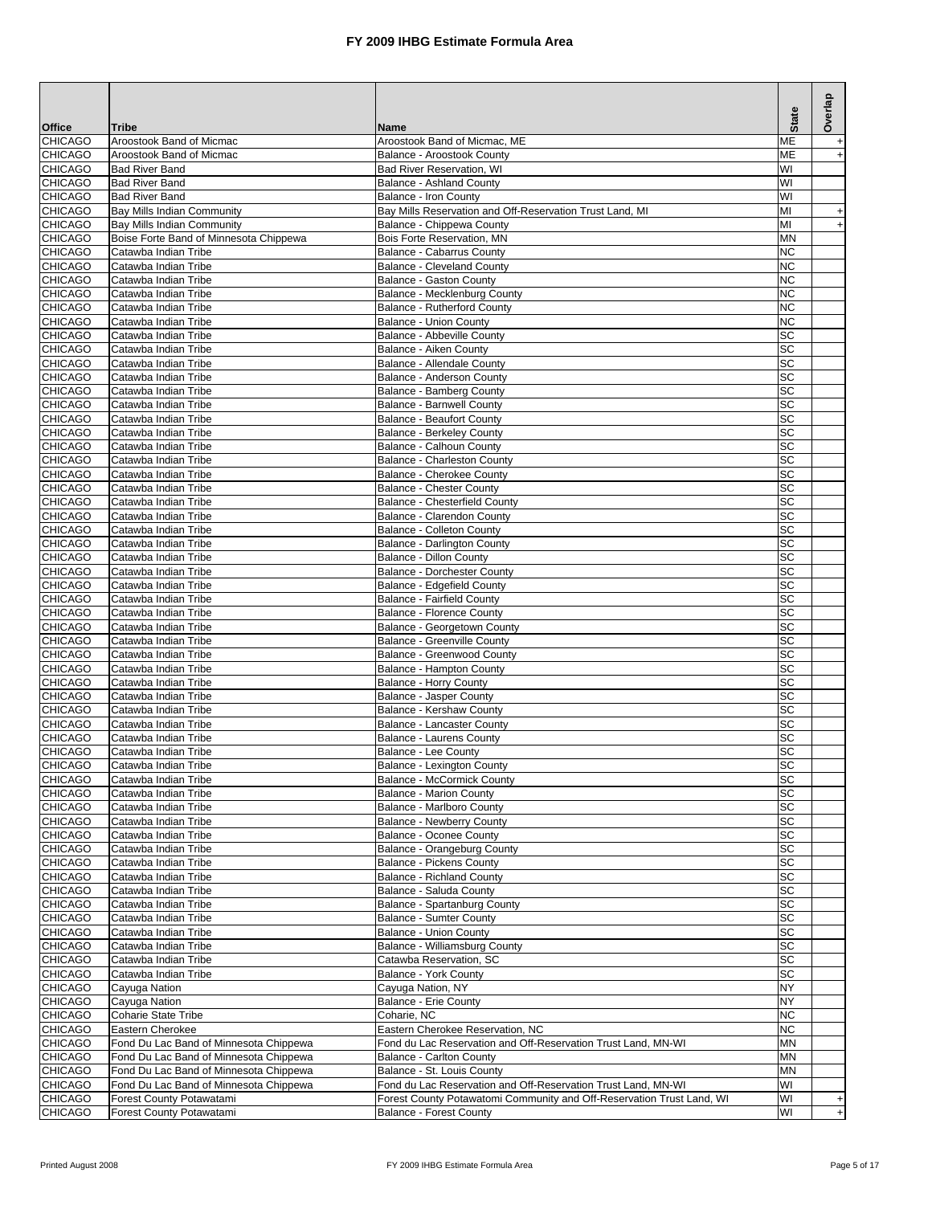# FY 2009 IHBG Estimate Formula Area

| Office | Tribe | Name | State | Overlap |
|---|---|---|---|---|
| CHICAGO | Aroostook Band of Micmac | Aroostook Band of Micmac, ME | ME | + |
| CHICAGO | Aroostook Band of Micmac | Balance - Aroostook County | ME | + |
| CHICAGO | Bad River Band | Bad River Reservation, WI | WI | |
| CHICAGO | Bad River Band | Balance - Ashland County | WI | |
| CHICAGO | Bad River Band | Balance - Iron County | WI | |
| CHICAGO | Bay Mills Indian Community | Bay Mills Reservation and Off-Reservation Trust Land, MI | MI | + |
| CHICAGO | Bay Mills Indian Community | Balance - Chippewa County | MI | + |
| CHICAGO | Boise Forte Band of Minnesota Chippewa | Bois Forte Reservation, MN | MN | |
| CHICAGO | Catawba Indian Tribe | Balance - Cabarrus County | NC | |
| CHICAGO | Catawba Indian Tribe | Balance - Cleveland County | NC | |
| CHICAGO | Catawba Indian Tribe | Balance - Gaston County | NC | |
| CHICAGO | Catawba Indian Tribe | Balance - Mecklenburg County | NC | |
| CHICAGO | Catawba Indian Tribe | Balance - Rutherford County | NC | |
| CHICAGO | Catawba Indian Tribe | Balance - Union County | NC | |
| CHICAGO | Catawba Indian Tribe | Balance - Abbeville County | SC | |
| CHICAGO | Catawba Indian Tribe | Balance - Aiken County | SC | |
| CHICAGO | Catawba Indian Tribe | Balance - Allendale County | SC | |
| CHICAGO | Catawba Indian Tribe | Balance - Anderson County | SC | |
| CHICAGO | Catawba Indian Tribe | Balance - Bamberg County | SC | |
| CHICAGO | Catawba Indian Tribe | Balance - Barnwell County | SC | |
| CHICAGO | Catawba Indian Tribe | Balance - Beaufort County | SC | |
| CHICAGO | Catawba Indian Tribe | Balance - Berkeley County | SC | |
| CHICAGO | Catawba Indian Tribe | Balance - Calhoun County | SC | |
| CHICAGO | Catawba Indian Tribe | Balance - Charleston County | SC | |
| CHICAGO | Catawba Indian Tribe | Balance - Cherokee County | SC | |
| CHICAGO | Catawba Indian Tribe | Balance - Chester County | SC | |
| CHICAGO | Catawba Indian Tribe | Balance - Chesterfield County | SC | |
| CHICAGO | Catawba Indian Tribe | Balance - Clarendon County | SC | |
| CHICAGO | Catawba Indian Tribe | Balance - Colleton County | SC | |
| CHICAGO | Catawba Indian Tribe | Balance - Darlington County | SC | |
| CHICAGO | Catawba Indian Tribe | Balance - Dillon County | SC | |
| CHICAGO | Catawba Indian Tribe | Balance - Dorchester County | SC | |
| CHICAGO | Catawba Indian Tribe | Balance - Edgefield County | SC | |
| CHICAGO | Catawba Indian Tribe | Balance - Fairfield County | SC | |
| CHICAGO | Catawba Indian Tribe | Balance - Florence County | SC | |
| CHICAGO | Catawba Indian Tribe | Balance - Georgetown County | SC | |
| CHICAGO | Catawba Indian Tribe | Balance - Greenville County | SC | |
| CHICAGO | Catawba Indian Tribe | Balance - Greenwood County | SC | |
| CHICAGO | Catawba Indian Tribe | Balance - Hampton County | SC | |
| CHICAGO | Catawba Indian Tribe | Balance - Horry County | SC | |
| CHICAGO | Catawba Indian Tribe | Balance - Jasper County | SC | |
| CHICAGO | Catawba Indian Tribe | Balance - Kershaw County | SC | |
| CHICAGO | Catawba Indian Tribe | Balance - Lancaster County | SC | |
| CHICAGO | Catawba Indian Tribe | Balance - Laurens County | SC | |
| CHICAGO | Catawba Indian Tribe | Balance - Lee County | SC | |
| CHICAGO | Catawba Indian Tribe | Balance - Lexington County | SC | |
| CHICAGO | Catawba Indian Tribe | Balance - McCormick County | SC | |
| CHICAGO | Catawba Indian Tribe | Balance - Marion County | SC | |
| CHICAGO | Catawba Indian Tribe | Balance - Marlboro County | SC | |
| CHICAGO | Catawba Indian Tribe | Balance - Newberry County | SC | |
| CHICAGO | Catawba Indian Tribe | Balance - Oconee County | SC | |
| CHICAGO | Catawba Indian Tribe | Balance - Orangeburg County | SC | |
| CHICAGO | Catawba Indian Tribe | Balance - Pickens County | SC | |
| CHICAGO | Catawba Indian Tribe | Balance - Richland County | SC | |
| CHICAGO | Catawba Indian Tribe | Balance - Saluda County | SC | |
| CHICAGO | Catawba Indian Tribe | Balance - Spartanburg County | SC | |
| CHICAGO | Catawba Indian Tribe | Balance - Sumter County | SC | |
| CHICAGO | Catawba Indian Tribe | Balance - Union County | SC | |
| CHICAGO | Catawba Indian Tribe | Balance - Williamsburg County | SC | |
| CHICAGO | Catawba Indian Tribe | Catawba Reservation, SC | SC | |
| CHICAGO | Catawba Indian Tribe | Balance - York County | SC | |
| CHICAGO | Cayuga Nation | Cayuga Nation, NY | NY | |
| CHICAGO | Cayuga Nation | Balance - Erie County | NY | |
| CHICAGO | Coharie State Tribe | Coharie, NC | NC | |
| CHICAGO | Eastern Cherokee | Eastern Cherokee Reservation, NC | NC | |
| CHICAGO | Fond Du Lac Band of Minnesota Chippewa | Fond du Lac Reservation and Off-Reservation Trust Land, MN-WI | MN | |
| CHICAGO | Fond Du Lac Band of Minnesota Chippewa | Balance - Carlton County | MN | |
| CHICAGO | Fond Du Lac Band of Minnesota Chippewa | Balance - St. Louis County | MN | |
| CHICAGO | Fond Du Lac Band of Minnesota Chippewa | Fond du Lac Reservation and Off-Reservation Trust Land, MN-WI | WI | |
| CHICAGO | Forest County Potawatami | Forest County Potawatomi Community and Off-Reservation Trust Land, WI | WI | + |
| CHICAGO | Forest County Potawatami | Balance - Forest County | WI | + |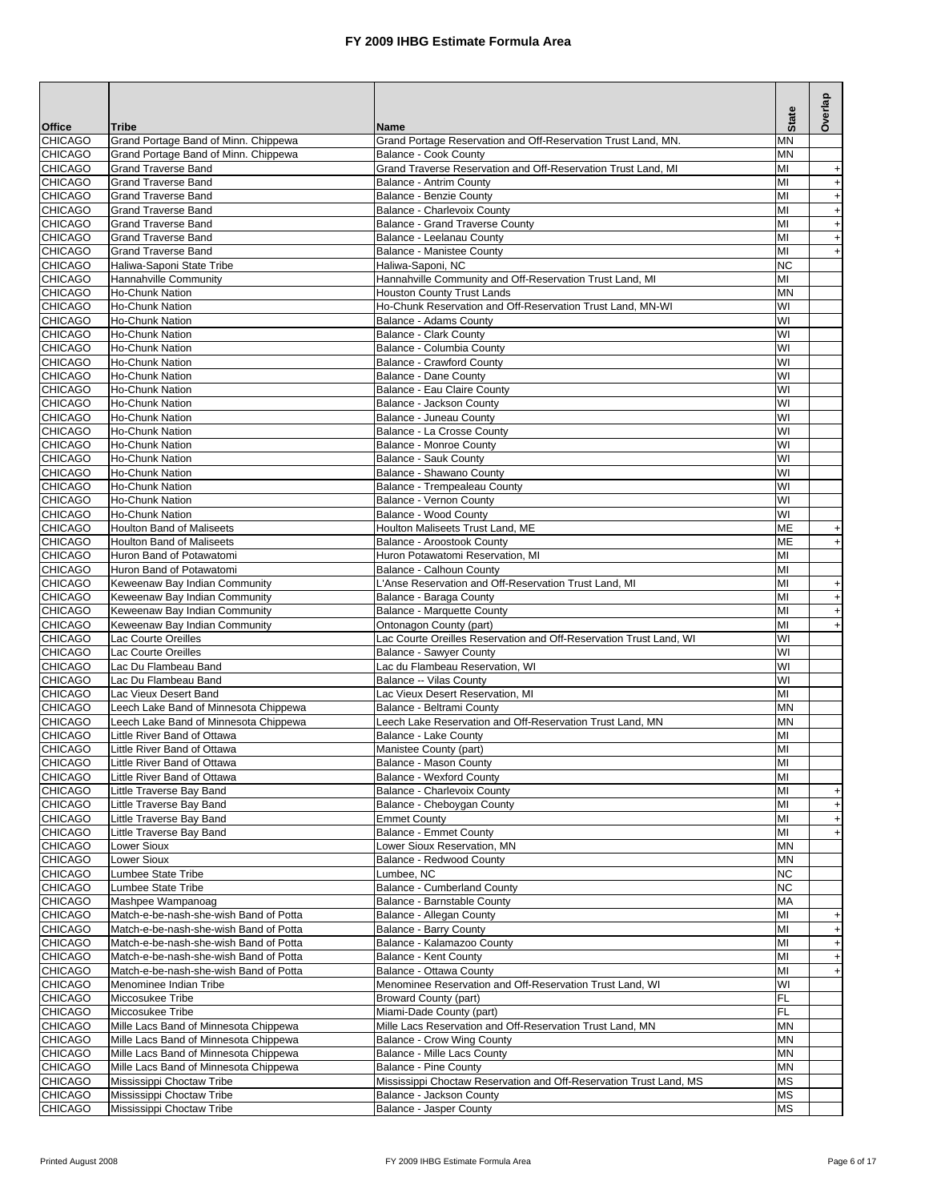# FY 2009 IHBG Estimate Formula Area

| Office | Tribe | Name | State | Overlap |
|---|---|---|---|---|
| CHICAGO | Grand Portage Band of Minn. Chippewa | Grand Portage Reservation and Off-Reservation Trust Land, MN. | MN | |
| CHICAGO | Grand Portage Band of Minn. Chippewa | Balance - Cook County | MN | |
| CHICAGO | Grand Traverse Band | Grand Traverse Reservation and Off-Reservation Trust Land, MI | MI | + |
| CHICAGO | Grand Traverse Band | Balance - Antrim County | MI | + |
| CHICAGO | Grand Traverse Band | Balance - Benzie County | MI | + |
| CHICAGO | Grand Traverse Band | Balance - Charlevoix County | MI | + |
| CHICAGO | Grand Traverse Band | Balance - Grand Traverse County | MI | + |
| CHICAGO | Grand Traverse Band | Balance - Leelanau County | MI | + |
| CHICAGO | Grand Traverse Band | Balance - Manistee County | MI | + |
| CHICAGO | Haliwa-Saponi State Tribe | Haliwa-Saponi, NC | NC | |
| CHICAGO | Hannahville Community | Hannahville Community and Off-Reservation Trust Land, MI | MI | |
| CHICAGO | Ho-Chunk Nation | Houston County Trust Lands | MN | |
| CHICAGO | Ho-Chunk Nation | Ho-Chunk Reservation and Off-Reservation Trust Land, MN-WI | WI | |
| CHICAGO | Ho-Chunk Nation | Balance - Adams County | WI | |
| CHICAGO | Ho-Chunk Nation | Balance - Clark County | WI | |
| CHICAGO | Ho-Chunk Nation | Balance - Columbia County | WI | |
| CHICAGO | Ho-Chunk Nation | Balance - Crawford County | WI | |
| CHICAGO | Ho-Chunk Nation | Balance - Dane County | WI | |
| CHICAGO | Ho-Chunk Nation | Balance - Eau Claire County | WI | |
| CHICAGO | Ho-Chunk Nation | Balance - Jackson County | WI | |
| CHICAGO | Ho-Chunk Nation | Balance - Juneau County | WI | |
| CHICAGO | Ho-Chunk Nation | Balance - La Crosse County | WI | |
| CHICAGO | Ho-Chunk Nation | Balance - Monroe County | WI | |
| CHICAGO | Ho-Chunk Nation | Balance - Sauk County | WI | |
| CHICAGO | Ho-Chunk Nation | Balance - Shawano County | WI | |
| CHICAGO | Ho-Chunk Nation | Balance - Trempealeau County | WI | |
| CHICAGO | Ho-Chunk Nation | Balance - Vernon County | WI | |
| CHICAGO | Ho-Chunk Nation | Balance - Wood County | WI | |
| CHICAGO | Houlton Band of Maliseets | Houlton Maliseets Trust Land, ME | ME | + |
| CHICAGO | Houlton Band of Maliseets | Balance - Aroostook County | ME | + |
| CHICAGO | Huron Band of Potawatomi | Huron Potawatomi Reservation, MI | MI | |
| CHICAGO | Huron Band of Potawatomi | Balance - Calhoun County | MI | |
| CHICAGO | Keweenaw Bay Indian Community | L'Anse Reservation and Off-Reservation Trust Land, MI | MI | + |
| CHICAGO | Keweenaw Bay Indian Community | Balance - Baraga County | MI | + |
| CHICAGO | Keweenaw Bay Indian Community | Balance - Marquette County | MI | + |
| CHICAGO | Keweenaw Bay Indian Community | Ontonagon County (part) | MI | + |
| CHICAGO | Lac Courte Oreilles | Lac Courte Oreilles Reservation and Off-Reservation Trust Land, WI | WI | |
| CHICAGO | Lac Courte Oreilles | Balance - Sawyer County | WI | |
| CHICAGO | Lac Du Flambeau Band | Lac du Flambeau Reservation, WI | WI | |
| CHICAGO | Lac Du Flambeau Band | Balance -- Vilas County | WI | |
| CHICAGO | Lac Vieux Desert Band | Lac Vieux Desert Reservation, MI | MI | |
| CHICAGO | Leech Lake Band of Minnesota Chippewa | Balance - Beltrami County | MN | |
| CHICAGO | Leech Lake Band of Minnesota Chippewa | Leech Lake Reservation and Off-Reservation Trust Land, MN | MN | |
| CHICAGO | Little River Band of Ottawa | Balance - Lake County | MI | |
| CHICAGO | Little River Band of Ottawa | Manistee County (part) | MI | |
| CHICAGO | Little River Band of Ottawa | Balance - Mason County | MI | |
| CHICAGO | Little River Band of Ottawa | Balance - Wexford County | MI | |
| CHICAGO | Little Traverse Bay Band | Balance - Charlevoix County | MI | + |
| CHICAGO | Little Traverse Bay Band | Balance - Cheboygan County | MI | + |
| CHICAGO | Little Traverse Bay Band | Emmet County | MI | + |
| CHICAGO | Little Traverse Bay Band | Balance - Emmet County | MI | + |
| CHICAGO | Lower Sioux | Lower Sioux Reservation, MN | MN | |
| CHICAGO | Lower Sioux | Balance - Redwood County | MN | |
| CHICAGO | Lumbee State Tribe | Lumbee, NC | NC | |
| CHICAGO | Lumbee State Tribe | Balance - Cumberland County | NC | |
| CHICAGO | Mashpee Wampanoag | Balance - Barnstable County | MA | |
| CHICAGO | Match-e-be-nash-she-wish Band of Potta | Balance - Allegan County | MI | + |
| CHICAGO | Match-e-be-nash-she-wish Band of Potta | Balance - Barry County | MI | + |
| CHICAGO | Match-e-be-nash-she-wish Band of Potta | Balance - Kalamazoo County | MI | + |
| CHICAGO | Match-e-be-nash-she-wish Band of Potta | Balance - Kent County | MI | + |
| CHICAGO | Match-e-be-nash-she-wish Band of Potta | Balance - Ottawa County | MI | + |
| CHICAGO | Menominee Indian Tribe | Menominee Reservation and Off-Reservation Trust Land, WI | WI | |
| CHICAGO | Miccosukee Tribe | Broward County (part) | FL | |
| CHICAGO | Miccosukee Tribe | Miami-Dade County (part) | FL | |
| CHICAGO | Mille Lacs Band of Minnesota Chippewa | Mille Lacs Reservation and Off-Reservation Trust Land, MN | MN | |
| CHICAGO | Mille Lacs Band of Minnesota Chippewa | Balance - Crow Wing County | MN | |
| CHICAGO | Mille Lacs Band of Minnesota Chippewa | Balance - Mille Lacs County | MN | |
| CHICAGO | Mille Lacs Band of Minnesota Chippewa | Balance - Pine County | MN | |
| CHICAGO | Mississippi Choctaw Tribe | Mississippi Choctaw Reservation and Off-Reservation Trust Land, MS | MS | |
| CHICAGO | Mississippi Choctaw Tribe | Balance - Jackson County | MS | |
| CHICAGO | Mississippi Choctaw Tribe | Balance - Jasper County | MS | |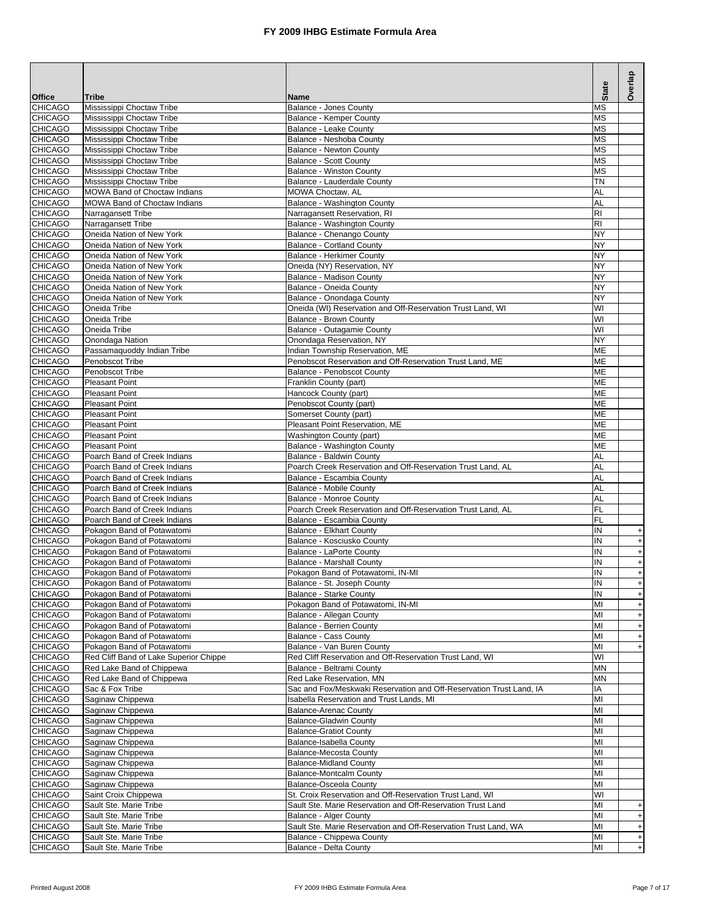# FY 2009 IHBG Estimate Formula Area

| Office | Tribe | Name | State | Overlap |
|---|---|---|---|---|
| CHICAGO | Mississippi Choctaw Tribe | Balance - Jones County | MS | |
| CHICAGO | Mississippi Choctaw Tribe | Balance - Kemper County | MS | |
| CHICAGO | Mississippi Choctaw Tribe | Balance - Leake County | MS | |
| CHICAGO | Mississippi Choctaw Tribe | Balance - Neshoba County | MS | |
| CHICAGO | Mississippi Choctaw Tribe | Balance - Newton County | MS | |
| CHICAGO | Mississippi Choctaw Tribe | Balance - Scott County | MS | |
| CHICAGO | Mississippi Choctaw Tribe | Balance - Winston County | MS | |
| CHICAGO | Mississippi Choctaw Tribe | Balance - Lauderdale County | TN | |
| CHICAGO | MOWA Band of Choctaw Indians | MOWA Choctaw, AL | AL | |
| CHICAGO | MOWA Band of Choctaw Indians | Balance - Washington County | AL | |
| CHICAGO | Narragansett Tribe | Narragansett Reservation, RI | RI | |
| CHICAGO | Narragansett Tribe | Balance - Washington County | RI | |
| CHICAGO | Oneida Nation of New York | Balance - Chenango County | NY | |
| CHICAGO | Oneida Nation of New York | Balance - Cortland County | NY | |
| CHICAGO | Oneida Nation of New York | Balance - Herkimer County | NY | |
| CHICAGO | Oneida Nation of New York | Oneida (NY) Reservation, NY | NY | |
| CHICAGO | Oneida Nation of New York | Balance - Madison County | NY | |
| CHICAGO | Oneida Nation of New York | Balance - Oneida County | NY | |
| CHICAGO | Oneida Nation of New York | Balance - Onondaga County | NY | |
| CHICAGO | Oneida Tribe | Oneida (WI) Reservation and Off-Reservation Trust Land, WI | WI | |
| CHICAGO | Oneida Tribe | Balance - Brown County | WI | |
| CHICAGO | Oneida Tribe | Balance - Outagamie County | WI | |
| CHICAGO | Onondaga Nation | Onondaga Reservation, NY | NY | |
| CHICAGO | Passamaquoddy Indian Tribe | Indian Township Reservation, ME | ME | |
| CHICAGO | Penobscot Tribe | Penobscot Reservation and Off-Reservation Trust Land, ME | ME | |
| CHICAGO | Penobscot Tribe | Balance - Penobscot County | ME | |
| CHICAGO | Pleasant Point | Franklin County (part) | ME | |
| CHICAGO | Pleasant Point | Hancock County (part) | ME | |
| CHICAGO | Pleasant Point | Penobscot County (part) | ME | |
| CHICAGO | Pleasant Point | Somerset County (part) | ME | |
| CHICAGO | Pleasant Point | Pleasant Point Reservation, ME | ME | |
| CHICAGO | Pleasant Point | Washington County (part) | ME | |
| CHICAGO | Pleasant Point | Balance - Washington County | ME | |
| CHICAGO | Poarch Band of Creek Indians | Balance - Baldwin County | AL | |
| CHICAGO | Poarch Band of Creek Indians | Poarch Creek Reservation and Off-Reservation Trust Land, AL | AL | |
| CHICAGO | Poarch Band of Creek Indians | Balance - Escambia County | AL | |
| CHICAGO | Poarch Band of Creek Indians | Balance - Mobile County | AL | |
| CHICAGO | Poarch Band of Creek Indians | Balance - Monroe County | AL | |
| CHICAGO | Poarch Band of Creek Indians | Poarch Creek Reservation and Off-Reservation Trust Land, AL | FL | |
| CHICAGO | Poarch Band of Creek Indians | Balance - Escambia County | FL | |
| CHICAGO | Pokagon Band of Potawatomi | Balance - Elkhart County | IN | + |
| CHICAGO | Pokagon Band of Potawatomi | Balance - Kosciusko County | IN | + |
| CHICAGO | Pokagon Band of Potawatomi | Balance - LaPorte County | IN | + |
| CHICAGO | Pokagon Band of Potawatomi | Balance - Marshall County | IN | + |
| CHICAGO | Pokagon Band of Potawatomi | Pokagon Band of Potawatomi, IN-MI | IN | + |
| CHICAGO | Pokagon Band of Potawatomi | Balance - St. Joseph County | IN | + |
| CHICAGO | Pokagon Band of Potawatomi | Balance - Starke County | IN | + |
| CHICAGO | Pokagon Band of Potawatomi | Pokagon Band of Potawatomi, IN-MI | MI | + |
| CHICAGO | Pokagon Band of Potawatomi | Balance - Allegan County | MI | + |
| CHICAGO | Pokagon Band of Potawatomi | Balance - Berrien County | MI | + |
| CHICAGO | Pokagon Band of Potawatomi | Balance - Cass County | MI | + |
| CHICAGO | Pokagon Band of Potawatomi | Balance - Van Buren County | MI | + |
| CHICAGO | Red Cliff Band of Lake Superior Chippe | Red Cliff Reservation and Off-Reservation Trust Land, WI | WI | |
| CHICAGO | Red Lake Band of Chippewa | Balance - Beltrami County | MN | |
| CHICAGO | Red Lake Band of Chippewa | Red Lake Reservation, MN | MN | |
| CHICAGO | Sac & Fox Tribe | Sac and Fox/Meskwaki Reservation and Off-Reservation Trust Land, IA | IA | |
| CHICAGO | Saginaw Chippewa | Isabella Reservation and Trust Lands, MI | MI | |
| CHICAGO | Saginaw Chippewa | Balance-Arenac County | MI | |
| CHICAGO | Saginaw Chippewa | Balance-Gladwin County | MI | |
| CHICAGO | Saginaw Chippewa | Balance-Gratiot County | MI | |
| CHICAGO | Saginaw Chippewa | Balance-Isabella County | MI | |
| CHICAGO | Saginaw Chippewa | Balance-Mecosta County | MI | |
| CHICAGO | Saginaw Chippewa | Balance-Midland County | MI | |
| CHICAGO | Saginaw Chippewa | Balance-Montcalm County | MI | |
| CHICAGO | Saginaw Chippewa | Balance-Osceola County | MI | |
| CHICAGO | Saint Croix Chippewa | St. Croix Reservation and Off-Reservation Trust Land, WI | WI | |
| CHICAGO | Sault Ste. Marie Tribe | Sault Ste. Marie Reservation and Off-Reservation Trust Land | MI | + |
| CHICAGO | Sault Ste. Marie Tribe | Balance - Alger County | MI | + |
| CHICAGO | Sault Ste. Marie Tribe | Sault Ste. Marie Reservation and Off-Reservation Trust Land, WA | MI | + |
| CHICAGO | Sault Ste. Marie Tribe | Balance - Chippewa County | MI | + |
| CHICAGO | Sault Ste. Marie Tribe | Balance - Delta County | MI | + |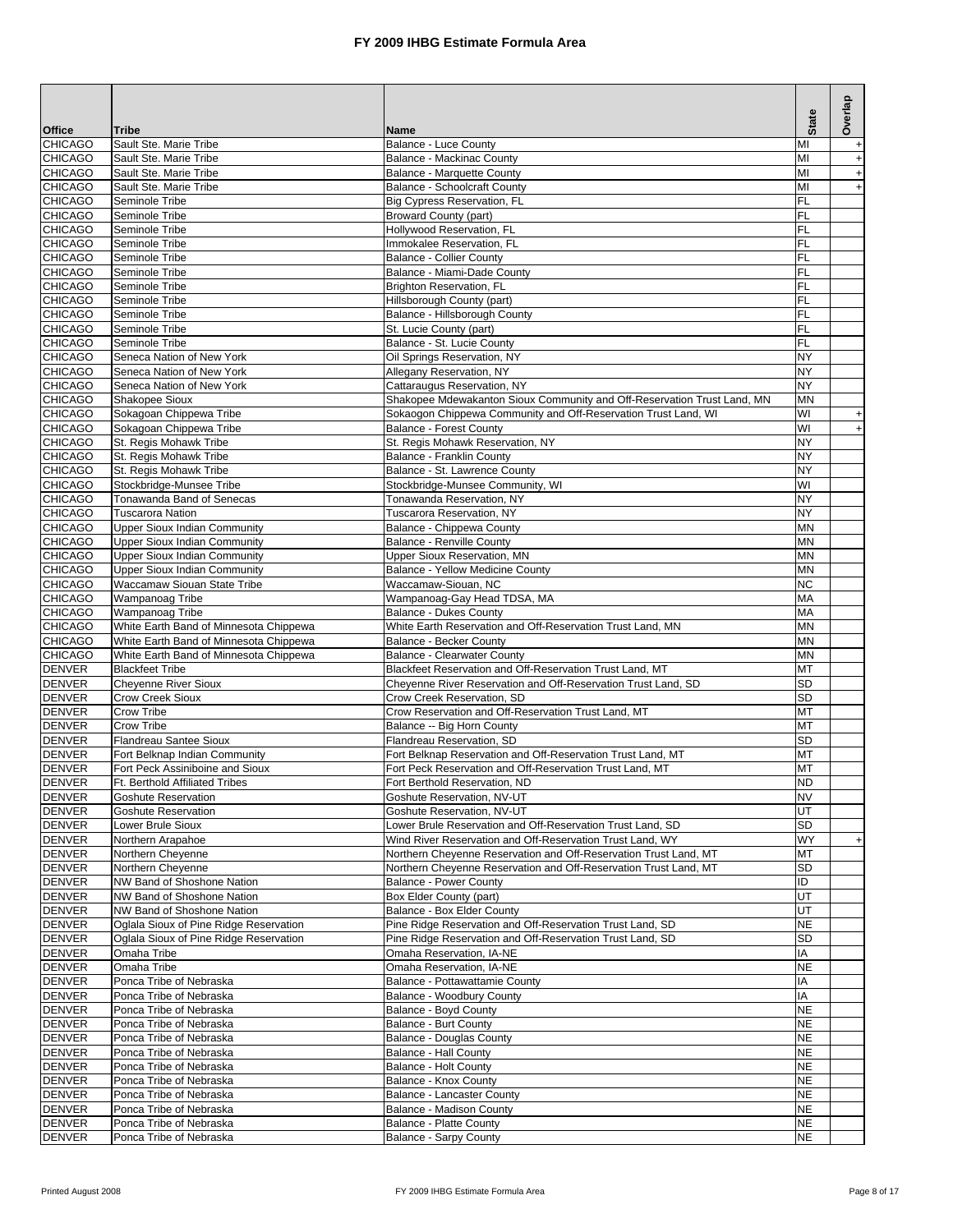# FY 2009 IHBG Estimate Formula Area

| Office | Tribe | Name | State | Overlap |
|---|---|---|---|---|
| CHICAGO | Sault Ste. Marie Tribe | Balance - Luce County | MI | + |
| CHICAGO | Sault Ste. Marie Tribe | Balance - Mackinac County | MI | + |
| CHICAGO | Sault Ste. Marie Tribe | Balance - Marquette County | MI | + |
| CHICAGO | Sault Ste. Marie Tribe | Balance - Schoolcraft County | MI | + |
| CHICAGO | Seminole Tribe | Big Cypress Reservation, FL | FL | |
| CHICAGO | Seminole Tribe | Broward County (part) | FL | |
| CHICAGO | Seminole Tribe | Hollywood Reservation, FL | FL | |
| CHICAGO | Seminole Tribe | Immokalee Reservation, FL | FL | |
| CHICAGO | Seminole Tribe | Balance - Collier County | FL | |
| CHICAGO | Seminole Tribe | Balance - Miami-Dade County | FL | |
| CHICAGO | Seminole Tribe | Brighton Reservation, FL | FL | |
| CHICAGO | Seminole Tribe | Hillsborough County (part) | FL | |
| CHICAGO | Seminole Tribe | Balance - Hillsborough County | FL | |
| CHICAGO | Seminole Tribe | St. Lucie County (part) | FL | |
| CHICAGO | Seminole Tribe | Balance - St. Lucie County | FL | |
| CHICAGO | Seneca Nation of New York | Oil Springs Reservation, NY | NY | |
| CHICAGO | Seneca Nation of New York | Allegany Reservation, NY | NY | |
| CHICAGO | Seneca Nation of New York | Cattaraugus Reservation, NY | NY | |
| CHICAGO | Shakopee Sioux | Shakopee Mdewakanton Sioux Community and Off-Reservation Trust Land, MN | MN | |
| CHICAGO | Sokagoan Chippewa Tribe | Sokaogon Chippewa Community and Off-Reservation Trust Land, WI | WI | + |
| CHICAGO | Sokagoan Chippewa Tribe | Balance - Forest County | WI | + |
| CHICAGO | St. Regis Mohawk Tribe | St. Regis Mohawk Reservation, NY | NY | |
| CHICAGO | St. Regis Mohawk Tribe | Balance - Franklin County | NY | |
| CHICAGO | St. Regis Mohawk Tribe | Balance - St. Lawrence County | NY | |
| CHICAGO | Stockbridge-Munsee Tribe | Stockbridge-Munsee Community, WI | WI | |
| CHICAGO | Tonawanda Band of Senecas | Tonawanda Reservation, NY | NY | |
| CHICAGO | Tuscarora Nation | Tuscarora Reservation, NY | NY | |
| CHICAGO | Upper Sioux Indian Community | Balance - Chippewa County | MN | |
| CHICAGO | Upper Sioux Indian Community | Balance - Renville County | MN | |
| CHICAGO | Upper Sioux Indian Community | Upper Sioux Reservation, MN | MN | |
| CHICAGO | Upper Sioux Indian Community | Balance - Yellow Medicine County | MN | |
| CHICAGO | Waccamaw Siouan State Tribe | Waccamaw-Siouan, NC | NC | |
| CHICAGO | Wampanoag Tribe | Wampanoag-Gay Head TDSA, MA | MA | |
| CHICAGO | Wampanoag Tribe | Balance - Dukes County | MA | |
| CHICAGO | White Earth Band of Minnesota Chippewa | White Earth Reservation and Off-Reservation Trust Land, MN | MN | |
| CHICAGO | White Earth Band of Minnesota Chippewa | Balance - Becker County | MN | |
| CHICAGO | White Earth Band of Minnesota Chippewa | Balance - Clearwater County | MN | |
| DENVER | Blackfeet Tribe | Blackfeet Reservation and Off-Reservation Trust Land, MT | MT | |
| DENVER | Cheyenne River Sioux | Cheyenne River Reservation and Off-Reservation Trust Land, SD | SD | |
| DENVER | Crow Creek Sioux | Crow Creek Reservation, SD | SD | |
| DENVER | Crow Tribe | Crow Reservation and Off-Reservation Trust Land, MT | MT | |
| DENVER | Crow Tribe | Balance -- Big Horn County | MT | |
| DENVER | Flandreau Santee Sioux | Flandreau Reservation, SD | SD | |
| DENVER | Fort Belknap Indian Community | Fort Belknap Reservation and Off-Reservation Trust Land, MT | MT | |
| DENVER | Fort Peck Assiniboine and Sioux | Fort Peck Reservation and Off-Reservation Trust Land, MT | MT | |
| DENVER | Ft. Berthold Affiliated Tribes | Fort Berthold Reservation, ND | ND | |
| DENVER | Goshute Reservation | Goshute Reservation, NV-UT | NV | |
| DENVER | Goshute Reservation | Goshute Reservation, NV-UT | UT | |
| DENVER | Lower Brule Sioux | Lower Brule Reservation and Off-Reservation Trust Land, SD | SD | |
| DENVER | Northern Arapahoe | Wind River Reservation and Off-Reservation Trust Land, WY | WY | + |
| DENVER | Northern Cheyenne | Northern Cheyenne Reservation and Off-Reservation Trust Land, MT | MT | |
| DENVER | Northern Cheyenne | Northern Cheyenne Reservation and Off-Reservation Trust Land, MT | SD | |
| DENVER | NW Band of Shoshone Nation | Balance - Power County | ID | |
| DENVER | NW Band of Shoshone Nation | Box Elder County (part) | UT | |
| DENVER | NW Band of Shoshone Nation | Balance - Box Elder County | UT | |
| DENVER | Oglala Sioux of Pine Ridge Reservation | Pine Ridge Reservation and Off-Reservation Trust Land, SD | NE | |
| DENVER | Oglala Sioux of Pine Ridge Reservation | Pine Ridge Reservation and Off-Reservation Trust Land, SD | SD | |
| DENVER | Omaha Tribe | Omaha Reservation, IA-NE | IA | |
| DENVER | Omaha Tribe | Omaha Reservation, IA-NE | NE | |
| DENVER | Ponca Tribe of Nebraska | Balance - Pottawattamie County | IA | |
| DENVER | Ponca Tribe of Nebraska | Balance - Woodbury County | IA | |
| DENVER | Ponca Tribe of Nebraska | Balance - Boyd County | NE | |
| DENVER | Ponca Tribe of Nebraska | Balance - Burt County | NE | |
| DENVER | Ponca Tribe of Nebraska | Balance - Douglas County | NE | |
| DENVER | Ponca Tribe of Nebraska | Balance - Hall County | NE | |
| DENVER | Ponca Tribe of Nebraska | Balance - Holt County | NE | |
| DENVER | Ponca Tribe of Nebraska | Balance - Knox County | NE | |
| DENVER | Ponca Tribe of Nebraska | Balance - Lancaster County | NE | |
| DENVER | Ponca Tribe of Nebraska | Balance - Madison County | NE | |
| DENVER | Ponca Tribe of Nebraska | Balance - Platte County | NE | |
| DENVER | Ponca Tribe of Nebraska | Balance - Sarpy County | NE | |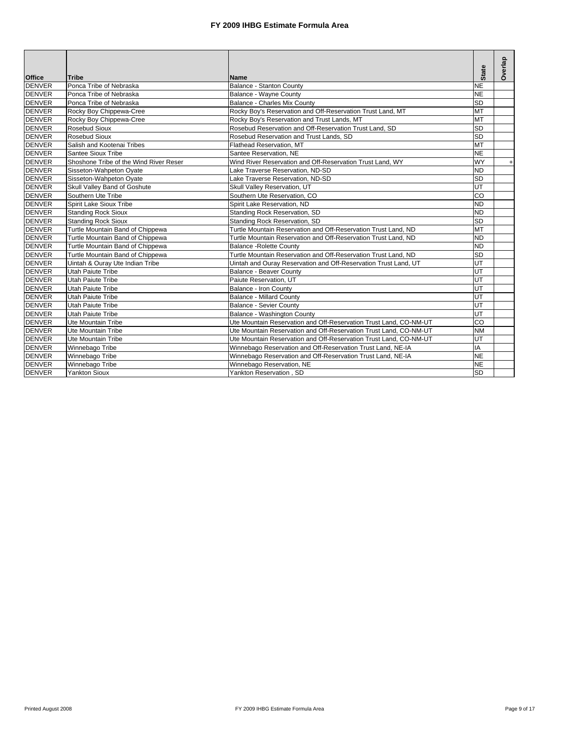# FY 2009 IHBG Estimate Formula Area

| Office | Tribe | Name | State | Overlap |
|---|---|---|---|---|
| DENVER | Ponca Tribe of Nebraska | Balance - Stanton County | NE | |
| DENVER | Ponca Tribe of Nebraska | Balance - Wayne County | NE | |
| DENVER | Ponca Tribe of Nebraska | Balance - Charles Mix County | SD | |
| DENVER | Rocky Boy Chippewa-Cree | Rocky Boy's Reservation and Off-Reservation Trust Land, MT | MT | |
| DENVER | Rocky Boy Chippewa-Cree | Rocky Boy's Reservation and Trust Lands, MT | MT | |
| DENVER | Rosebud Sioux | Rosebud Reservation and Off-Reservation Trust Land, SD | SD | |
| DENVER | Rosebud Sioux | Rosebud Reservation and Trust Lands, SD | SD | |
| DENVER | Salish and Kootenai Tribes | Flathead Reservation, MT | MT | |
| DENVER | Santee Sioux Tribe | Santee Reservation, NE | NE | |
| DENVER | Shoshone Tribe of the Wind River Reser | Wind River Reservation and Off-Reservation Trust Land, WY | WY | + |
| DENVER | Sisseton-Wahpeton Oyate | Lake Traverse Reservation, ND-SD | ND | |
| DENVER | Sisseton-Wahpeton Oyate | Lake Traverse Reservation, ND-SD | SD | |
| DENVER | Skull Valley Band of Goshute | Skull Valley Reservation, UT | UT | |
| DENVER | Southern Ute Tribe | Southern Ute Reservation, CO | CO | |
| DENVER | Spirit Lake Sioux Tribe | Spirit Lake Reservation, ND | ND | |
| DENVER | Standing Rock Sioux | Standing Rock Reservation, SD | ND | |
| DENVER | Standing Rock Sioux | Standing Rock Reservation, SD | SD | |
| DENVER | Turtle Mountain Band of Chippewa | Turtle Mountain Reservation and Off-Reservation Trust Land, ND | MT | |
| DENVER | Turtle Mountain Band of Chippewa | Turtle Mountain Reservation and Off-Reservation Trust Land, ND | ND | |
| DENVER | Turtle Mountain Band of Chippewa | Balance -Rolette County | ND | |
| DENVER | Turtle Mountain Band of Chippewa | Turtle Mountain Reservation and Off-Reservation Trust Land, ND | SD | |
| DENVER | Uintah & Ouray Ute Indian Tribe | Uintah and Ouray Reservation and Off-Reservation Trust Land, UT | UT | |
| DENVER | Utah Paiute Tribe | Balance - Beaver County | UT | |
| DENVER | Utah Paiute Tribe | Paiute Reservation, UT | UT | |
| DENVER | Utah Paiute Tribe | Balance - Iron County | UT | |
| DENVER | Utah Paiute Tribe | Balance - Millard County | UT | |
| DENVER | Utah Paiute Tribe | Balance - Sevier County | UT | |
| DENVER | Utah Paiute Tribe | Balance - Washington County | UT | |
| DENVER | Ute Mountain Tribe | Ute Mountain Reservation and Off-Reservation Trust Land, CO-NM-UT | CO | |
| DENVER | Ute Mountain Tribe | Ute Mountain Reservation and Off-Reservation Trust Land, CO-NM-UT | NM | |
| DENVER | Ute Mountain Tribe | Ute Mountain Reservation and Off-Reservation Trust Land, CO-NM-UT | UT | |
| DENVER | Winnebago Tribe | Winnebago Reservation and Off-Reservation Trust Land, NE-IA | IA | |
| DENVER | Winnebago Tribe | Winnebago Reservation and Off-Reservation Trust Land, NE-IA | NE | |
| DENVER | Winnebago Tribe | Winnebago Reservation, NE | NE | |
| DENVER | Yankton Sioux | Yankton Reservation , SD | SD | |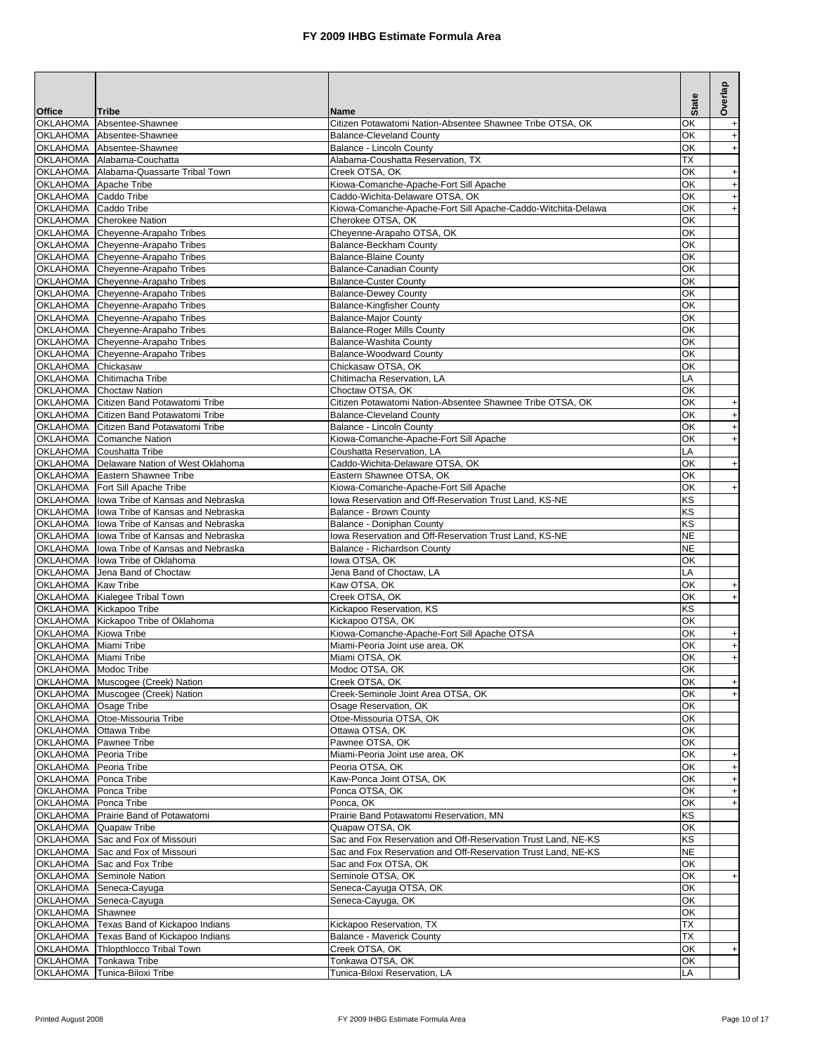# FY 2009 IHBG Estimate Formula Area

| Office | Tribe | Name | State | Overlap |
|---|---|---|---|---|
| OKLAHOMA | Absentee-Shawnee | Citizen Potawatomi Nation-Absentee Shawnee Tribe OTSA, OK | OK | + |
| OKLAHOMA | Absentee-Shawnee | Balance-Cleveland County | OK | + |
| OKLAHOMA | Absentee-Shawnee | Balance - Lincoln County | OK | + |
| OKLAHOMA | Alabama-Couchatta | Alabama-Coushatta Reservation, TX | TX | |
| OKLAHOMA | Alabama-Quassarte Tribal Town | Creek OTSA, OK | OK | + |
| OKLAHOMA | Apache Tribe | Kiowa-Comanche-Apache-Fort Sill Apache | OK | + |
| OKLAHOMA | Caddo Tribe | Caddo-Wichita-Delaware OTSA, OK | OK | + |
| OKLAHOMA | Caddo Tribe | Kiowa-Comanche-Apache-Fort Sill Apache-Caddo-Witchita-Delawa | OK | + |
| OKLAHOMA | Cherokee Nation | Cherokee OTSA, OK | OK | |
| OKLAHOMA | Cheyenne-Arapaho Tribes | Cheyenne-Arapaho OTSA, OK | OK | |
| OKLAHOMA | Cheyenne-Arapaho Tribes | Balance-Beckham County | OK | |
| OKLAHOMA | Cheyenne-Arapaho Tribes | Balance-Blaine County | OK | |
| OKLAHOMA | Cheyenne-Arapaho Tribes | Balance-Canadian County | OK | |
| OKLAHOMA | Cheyenne-Arapaho Tribes | Balance-Custer County | OK | |
| OKLAHOMA | Cheyenne-Arapaho Tribes | Balance-Dewey County | OK | |
| OKLAHOMA | Cheyenne-Arapaho Tribes | Balance-Kingfisher County | OK | |
| OKLAHOMA | Cheyenne-Arapaho Tribes | Balance-Major County | OK | |
| OKLAHOMA | Cheyenne-Arapaho Tribes | Balance-Roger Mills County | OK | |
| OKLAHOMA | Cheyenne-Arapaho Tribes | Balance-Washita County | OK | |
| OKLAHOMA | Cheyenne-Arapaho Tribes | Balance-Woodward County | OK | |
| OKLAHOMA | Chickasaw | Chickasaw OTSA, OK | OK | |
| OKLAHOMA | Chitimacha Tribe | Chitimacha Reservation, LA | LA | |
| OKLAHOMA | Choctaw Nation | Choctaw OTSA, OK | OK | |
| OKLAHOMA | Citizen Band Potawatomi Tribe | Citizen Potawatomi Nation-Absentee Shawnee Tribe OTSA, OK | OK | + |
| OKLAHOMA | Citizen Band Potawatomi Tribe | Balance-Cleveland County | OK | + |
| OKLAHOMA | Citizen Band Potawatomi Tribe | Balance - Lincoln County | OK | + |
| OKLAHOMA | Comanche Nation | Kiowa-Comanche-Apache-Fort Sill Apache | OK | + |
| OKLAHOMA | Coushatta Tribe | Coushatta Reservation, LA | LA | |
| OKLAHOMA | Delaware Nation of West Oklahoma | Caddo-Wichita-Delaware OTSA, OK | OK | + |
| OKLAHOMA | Eastern Shawnee Tribe | Eastern Shawnee OTSA, OK | OK | |
| OKLAHOMA | Fort Sill Apache Tribe | Kiowa-Comanche-Apache-Fort Sill Apache | OK | + |
| OKLAHOMA | Iowa Tribe of Kansas and Nebraska | Iowa Reservation and Off-Reservation Trust Land, KS-NE | KS | |
| OKLAHOMA | Iowa Tribe of Kansas and Nebraska | Balance - Brown County | KS | |
| OKLAHOMA | Iowa Tribe of Kansas and Nebraska | Balance - Doniphan County | KS | |
| OKLAHOMA | Iowa Tribe of Kansas and Nebraska | Iowa Reservation and Off-Reservation Trust Land, KS-NE | NE | |
| OKLAHOMA | Iowa Tribe of Kansas and Nebraska | Balance - Richardson County | NE | |
| OKLAHOMA | Iowa Tribe of Oklahoma | Iowa OTSA, OK | OK | |
| OKLAHOMA | Jena Band of Choctaw | Jena Band of Choctaw, LA | LA | |
| OKLAHOMA | Kaw Tribe | Kaw OTSA, OK | OK | + |
| OKLAHOMA | Kialegee Tribal Town | Creek OTSA, OK | OK | + |
| OKLAHOMA | Kickapoo Tribe | Kickapoo Reservation, KS | KS | |
| OKLAHOMA | Kickapoo Tribe of Oklahoma | Kickapoo OTSA, OK | OK | |
| OKLAHOMA | Kiowa Tribe | Kiowa-Comanche-Apache-Fort Sill Apache OTSA | OK | + |
| OKLAHOMA | Miami Tribe | Miami-Peoria Joint use area, OK | OK | + |
| OKLAHOMA | Miami Tribe | Miami OTSA, OK | OK | + |
| OKLAHOMA | Modoc Tribe | Modoc OTSA, OK | OK | |
| OKLAHOMA | Muscogee (Creek) Nation | Creek OTSA, OK | OK | + |
| OKLAHOMA | Muscogee (Creek) Nation | Creek-Seminole Joint Area OTSA, OK | OK | + |
| OKLAHOMA | Osage Tribe | Osage Reservation, OK | OK | |
| OKLAHOMA | Otoe-Missouria Tribe | Otoe-Missouria OTSA, OK | OK | |
| OKLAHOMA | Ottawa Tribe | Ottawa OTSA, OK | OK | |
| OKLAHOMA | Pawnee Tribe | Pawnee OTSA, OK | OK | |
| OKLAHOMA | Peoria Tribe | Miami-Peoria Joint use area, OK | OK | + |
| OKLAHOMA | Peoria Tribe | Peoria OTSA, OK | OK | + |
| OKLAHOMA | Ponca Tribe | Kaw-Ponca Joint OTSA, OK | OK | + |
| OKLAHOMA | Ponca Tribe | Ponca OTSA, OK | OK | + |
| OKLAHOMA | Ponca Tribe | Ponca, OK | OK | + |
| OKLAHOMA | Prairie Band of Potawatomi | Prairie Band Potawatomi Reservation, MN | KS | |
| OKLAHOMA | Quapaw Tribe | Quapaw OTSA, OK | OK | |
| OKLAHOMA | Sac and Fox of Missouri | Sac and Fox Reservation and Off-Reservation Trust Land, NE-KS | KS | |
| OKLAHOMA | Sac and Fox of Missouri | Sac and Fox Reservation and Off-Reservation Trust Land, NE-KS | NE | |
| OKLAHOMA | Sac and Fox Tribe | Sac and Fox OTSA, OK | OK | |
| OKLAHOMA | Seminole Nation | Seminole OTSA, OK | OK | + |
| OKLAHOMA | Seneca-Cayuga | Seneca-Cayuga OTSA, OK | OK | |
| OKLAHOMA | Seneca-Cayuga | Seneca-Cayuga, OK | OK | |
| OKLAHOMA | Shawnee | | OK | |
| OKLAHOMA | Texas Band of Kickapoo Indians | Kickapoo Reservation, TX | TX | |
| OKLAHOMA | Texas Band of Kickapoo Indians | Balance - Maverick County | TX | |
| OKLAHOMA | Thlopthlocco Tribal Town | Creek OTSA, OK | OK | + |
| OKLAHOMA | Tonkawa Tribe | Tonkawa OTSA, OK | OK | |
| OKLAHOMA | Tunica-Biloxi Tribe | Tunica-Biloxi Reservation, LA | LA | |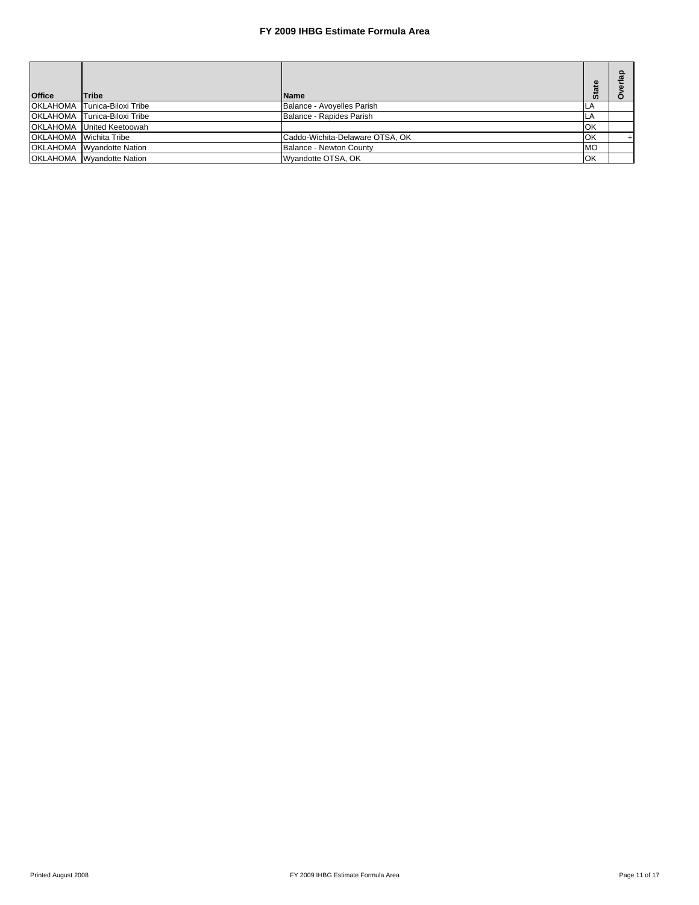# FY 2009 IHBG Estimate Formula Area

| Office | Tribe | Name | State | Overlap |
|---|---|---|---|---|
| OKLAHOMA | Tunica-Biloxi Tribe | Balance - Avoyelles Parish | LA | |
| OKLAHOMA | Tunica-Biloxi Tribe | Balance - Rapides Parish | LA | |
| OKLAHOMA | United Keetoowah | | OK | |
| OKLAHOMA | Wichita Tribe | Caddo-Wichita-Delaware OTSA, OK | OK | + |
| OKLAHOMA | Wyandotte Nation | Balance - Newton County | MO | |
| OKLAHOMA | Wyandotte Nation | Wyandotte OTSA, OK | OK | |

Printed August 2008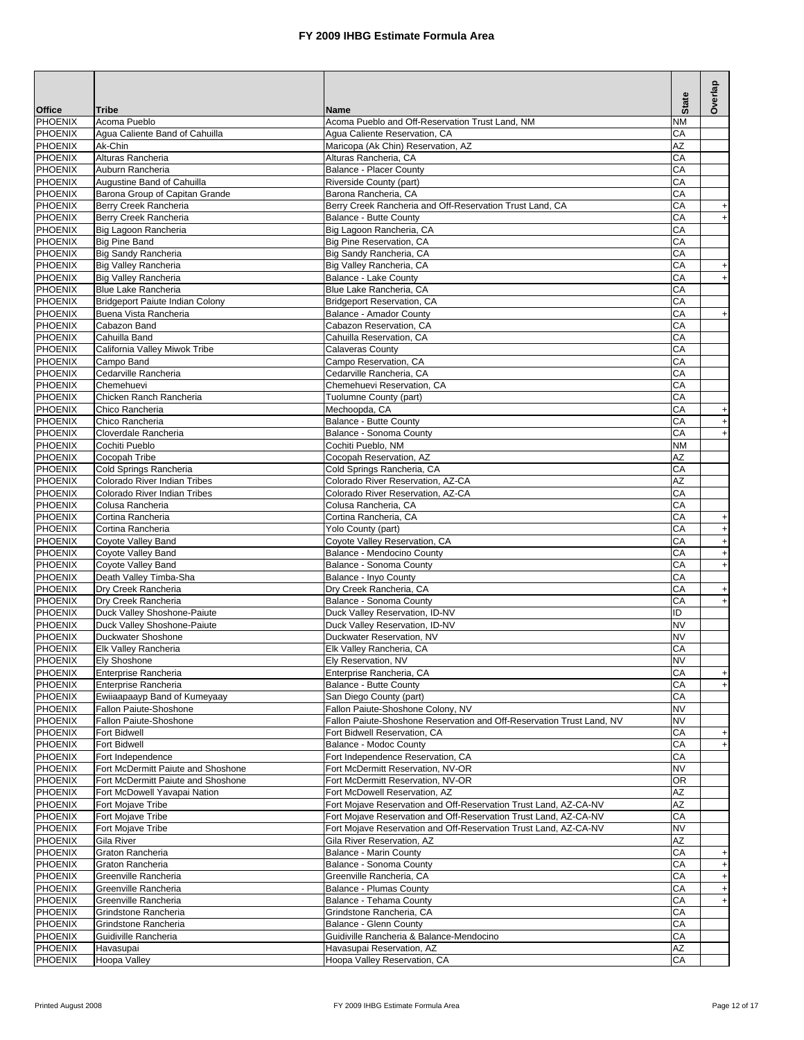# FY 2009 IHBG Estimate Formula Area

| Office | Tribe | Name | State | Overlap |
|---|---|---|---|---|
| PHOENIX | Acoma Pueblo | Acoma Pueblo and Off-Reservation Trust Land, NM | NM | |
| PHOENIX | Agua Caliente Band of Cahuilla | Agua Caliente Reservation, CA | CA | |
| PHOENIX | Ak-Chin | Maricopa (Ak Chin) Reservation, AZ | AZ | |
| PHOENIX | Alturas Rancheria | Alturas Rancheria, CA | CA | |
| PHOENIX | Auburn Rancheria | Balance - Placer County | CA | |
| PHOENIX | Augustine Band of Cahuilla | Riverside County (part) | CA | |
| PHOENIX | Barona Group of Capitan Grande | Barona Rancheria, CA | CA | |
| PHOENIX | Berry Creek Rancheria | Berry Creek Rancheria and Off-Reservation Trust Land, CA | CA | + |
| PHOENIX | Berry Creek Rancheria | Balance - Butte County | CA | + |
| PHOENIX | Big Lagoon Rancheria | Big Lagoon Rancheria, CA | CA | |
| PHOENIX | Big Pine Band | Big Pine Reservation, CA | CA | |
| PHOENIX | Big Sandy Rancheria | Big Sandy Rancheria, CA | CA | |
| PHOENIX | Big Valley Rancheria | Big Valley Rancheria, CA | CA | + |
| PHOENIX | Big Valley Rancheria | Balance - Lake County | CA | + |
| PHOENIX | Blue Lake Rancheria | Blue Lake Rancheria, CA | CA | |
| PHOENIX | Bridgeport Paiute Indian Colony | Bridgeport Reservation, CA | CA | |
| PHOENIX | Buena Vista Rancheria | Balance - Amador County | CA | + |
| PHOENIX | Cabazon Band | Cabazon Reservation, CA | CA | |
| PHOENIX | Cahuilla Band | Cahuilla Reservation, CA | CA | |
| PHOENIX | California Valley Miwok Tribe | Calaveras County | CA | |
| PHOENIX | Campo Band | Campo Reservation, CA | CA | |
| PHOENIX | Cedarville Rancheria | Cedarville Rancheria, CA | CA | |
| PHOENIX | Chemehuevi | Chemehuevi Reservation, CA | CA | |
| PHOENIX | Chicken Ranch Rancheria | Tuolumne County (part) | CA | |
| PHOENIX | Chico Rancheria | Mechoopda, CA | CA | + |
| PHOENIX | Chico Rancheria | Balance - Butte County | CA | + |
| PHOENIX | Cloverdale Rancheria | Balance - Sonoma County | CA | + |
| PHOENIX | Cochiti Pueblo | Cochiti Pueblo, NM | NM | |
| PHOENIX | Cocopah Tribe | Cocopah Reservation, AZ | AZ | |
| PHOENIX | Cold Springs Rancheria | Cold Springs Rancheria, CA | CA | |
| PHOENIX | Colorado River Indian Tribes | Colorado River Reservation, AZ-CA | AZ | |
| PHOENIX | Colorado River Indian Tribes | Colorado River Reservation, AZ-CA | CA | |
| PHOENIX | Colusa Rancheria | Colusa Rancheria, CA | CA | |
| PHOENIX | Cortina Rancheria | Cortina Rancheria, CA | CA | + |
| PHOENIX | Cortina Rancheria | Yolo County (part) | CA | + |
| PHOENIX | Coyote Valley Band | Coyote Valley Reservation, CA | CA | + |
| PHOENIX | Coyote Valley Band | Balance - Mendocino County | CA | + |
| PHOENIX | Coyote Valley Band | Balance - Sonoma County | CA | + |
| PHOENIX | Death Valley Timba-Sha | Balance - Inyo County | CA | |
| PHOENIX | Dry Creek Rancheria | Dry Creek Rancheria, CA | CA | + |
| PHOENIX | Dry Creek Rancheria | Balance - Sonoma County | CA | + |
| PHOENIX | Duck Valley Shoshone-Paiute | Duck Valley Reservation, ID-NV | ID | |
| PHOENIX | Duck Valley Shoshone-Paiute | Duck Valley Reservation, ID-NV | NV | |
| PHOENIX | Duckwater Shoshone | Duckwater Reservation, NV | NV | |
| PHOENIX | Elk Valley Rancheria | Elk Valley Rancheria, CA | CA | |
| PHOENIX | Ely Shoshone | Ely Reservation, NV | NV | |
| PHOENIX | Enterprise Rancheria | Enterprise Rancheria, CA | CA | + |
| PHOENIX | Enterprise Rancheria | Balance - Butte County | CA | + |
| PHOENIX | Ewiiaapaayp Band of Kumeyaay | San Diego County (part) | CA | |
| PHOENIX | Fallon Paiute-Shoshone | Fallon Paiute-Shoshone Colony, NV | NV | |
| PHOENIX | Fallon Paiute-Shoshone | Fallon Paiute-Shoshone Reservation and Off-Reservation Trust Land, NV | NV | |
| PHOENIX | Fort Bidwell | Fort Bidwell Reservation, CA | CA | + |
| PHOENIX | Fort Bidwell | Balance - Modoc County | CA | + |
| PHOENIX | Fort Independence | Fort Independence Reservation, CA | CA | |
| PHOENIX | Fort McDermitt Paiute and Shoshone | Fort McDermitt Reservation, NV-OR | NV | |
| PHOENIX | Fort McDermitt Paiute and Shoshone | Fort McDermitt Reservation, NV-OR | OR | |
| PHOENIX | Fort McDowell Yavapai Nation | Fort McDowell Reservation, AZ | AZ | |
| PHOENIX | Fort Mojave Tribe | Fort Mojave Reservation and Off-Reservation Trust Land, AZ-CA-NV | AZ | |
| PHOENIX | Fort Mojave Tribe | Fort Mojave Reservation and Off-Reservation Trust Land, AZ-CA-NV | CA | |
| PHOENIX | Fort Mojave Tribe | Fort Mojave Reservation and Off-Reservation Trust Land, AZ-CA-NV | NV | |
| PHOENIX | Gila River | Gila River Reservation, AZ | AZ | |
| PHOENIX | Graton Rancheria | Balance - Marin County | CA | + |
| PHOENIX | Graton Rancheria | Balance - Sonoma County | CA | + |
| PHOENIX | Greenville Rancheria | Greenville Rancheria, CA | CA | + |
| PHOENIX | Greenville Rancheria | Balance - Plumas County | CA | + |
| PHOENIX | Greenville Rancheria | Balance - Tehama County | CA | + |
| PHOENIX | Grindstone Rancheria | Grindstone Rancheria, CA | CA | |
| PHOENIX | Grindstone Rancheria | Balance - Glenn County | CA | |
| PHOENIX | Guidiville Rancheria | Guidiville Rancheria & Balance-Mendocino | CA | |
| PHOENIX | Havasupai | Havasupai Reservation, AZ | AZ | |
| PHOENIX | Hoopa Valley | Hoopa Valley Reservation, CA | CA | |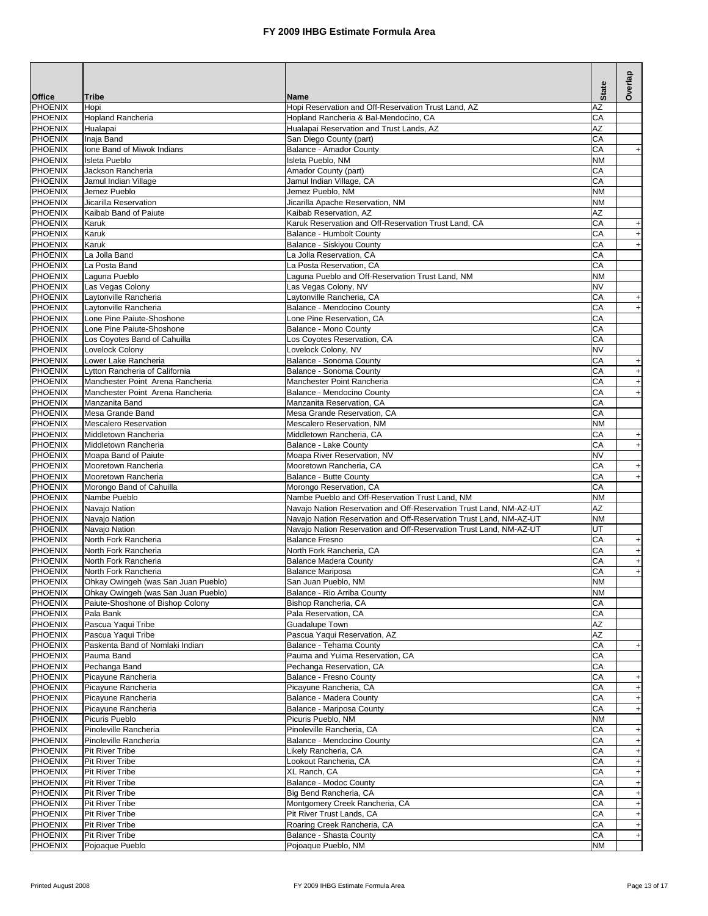# FY 2009 IHBG Estimate Formula Area

| Office | Tribe | Name | State | Overlap |
|---|---|---|---|---|
| PHOENIX | Hopi | Hopi Reservation and Off-Reservation Trust Land, AZ | AZ | |
| PHOENIX | Hopland Rancheria | Hopland Rancheria & Bal-Mendocino, CA | CA | |
| PHOENIX | Hualapai | Hualapai Reservation and Trust Lands, AZ | AZ | |
| PHOENIX | Inaja Band | San Diego County (part) | CA | |
| PHOENIX | Ione Band of Miwok Indians | Balance - Amador County | CA | + |
| PHOENIX | Isleta Pueblo | Isleta Pueblo, NM | NM | |
| PHOENIX | Jackson Rancheria | Amador County (part) | CA | |
| PHOENIX | Jamul Indian Village | Jamul Indian Village, CA | CA | |
| PHOENIX | Jemez Pueblo | Jemez Pueblo, NM | NM | |
| PHOENIX | Jicarilla Reservation | Jicarilla Apache Reservation, NM | NM | |
| PHOENIX | Kaibab Band of Paiute | Kaibab Reservation, AZ | AZ | |
| PHOENIX | Karuk | Karuk Reservation and Off-Reservation Trust Land, CA | CA | + |
| PHOENIX | Karuk | Balance - Humbolt County | CA | + |
| PHOENIX | Karuk | Balance - Siskiyou County | CA | + |
| PHOENIX | La Jolla Band | La Jolla Reservation, CA | CA | |
| PHOENIX | La Posta Band | La Posta Reservation, CA | CA | |
| PHOENIX | Laguna Pueblo | Laguna Pueblo and Off-Reservation Trust Land, NM | NM | |
| PHOENIX | Las Vegas Colony | Las Vegas Colony, NV | NV | |
| PHOENIX | Laytonville Rancheria | Laytonville Rancheria, CA | CA | + |
| PHOENIX | Laytonville Rancheria | Balance - Mendocino County | CA | + |
| PHOENIX | Lone Pine Paiute-Shoshone | Lone Pine Reservation, CA | CA | |
| PHOENIX | Lone Pine Paiute-Shoshone | Balance - Mono County | CA | |
| PHOENIX | Los Coyotes Band of Cahuilla | Los Coyotes Reservation, CA | CA | |
| PHOENIX | Lovelock Colony | Lovelock Colony, NV | NV | |
| PHOENIX | Lower Lake Rancheria | Balance - Sonoma County | CA | + |
| PHOENIX | Lytton Rancheria of California | Balance - Sonoma County | CA | + |
| PHOENIX | Manchester Point Arena Rancheria | Manchester Point Rancheria | CA | + |
| PHOENIX | Manchester Point Arena Rancheria | Balance - Mendocino County | CA | + |
| PHOENIX | Manzanita Band | Manzanita Reservation, CA | CA | |
| PHOENIX | Mesa Grande Band | Mesa Grande Reservation, CA | CA | |
| PHOENIX | Mescalero Reservation | Mescalero Reservation, NM | NM | |
| PHOENIX | Middletown Rancheria | Middletown Rancheria, CA | CA | + |
| PHOENIX | Middletown Rancheria | Balance - Lake County | CA | + |
| PHOENIX | Moapa Band of Paiute | Moapa River Reservation, NV | NV | |
| PHOENIX | Mooretown Rancheria | Mooretown Rancheria, CA | CA | + |
| PHOENIX | Mooretown Rancheria | Balance - Butte County | CA | + |
| PHOENIX | Morongo Band of Cahuilla | Morongo Reservation, CA | CA | |
| PHOENIX | Nambe Pueblo | Nambe Pueblo and Off-Reservation Trust Land, NM | NM | |
| PHOENIX | Navajo Nation | Navajo Nation Reservation and Off-Reservation Trust Land, NM-AZ-UT | AZ | |
| PHOENIX | Navajo Nation | Navajo Nation Reservation and Off-Reservation Trust Land, NM-AZ-UT | NM | |
| PHOENIX | Navajo Nation | Navajo Nation Reservation and Off-Reservation Trust Land, NM-AZ-UT | UT | |
| PHOENIX | North Fork Rancheria | Balance Fresno | CA | + |
| PHOENIX | North Fork Rancheria | North Fork Rancheria, CA | CA | + |
| PHOENIX | North Fork Rancheria | Balance Madera County | CA | + |
| PHOENIX | North Fork Rancheria | Balance Mariposa | CA | + |
| PHOENIX | Ohkay Owingeh (was San Juan Pueblo) | San Juan Pueblo, NM | NM | |
| PHOENIX | Ohkay Owingeh (was San Juan Pueblo) | Balance - Rio Arriba County | NM | |
| PHOENIX | Paiute-Shoshone of Bishop Colony | Bishop Rancheria, CA | CA | |
| PHOENIX | Pala Bank | Pala Reservation, CA | CA | |
| PHOENIX | Pascua Yaqui Tribe | Guadalupe Town | AZ | |
| PHOENIX | Pascua Yaqui Tribe | Pascua Yaqui Reservation, AZ | AZ | |
| PHOENIX | Paskenta Band of Nomlaki Indian | Balance - Tehama County | CA | + |
| PHOENIX | Pauma Band | Pauma and Yuima Reservation, CA | CA | |
| PHOENIX | Pechanga Band | Pechanga Reservation, CA | CA | |
| PHOENIX | Picayune Rancheria | Balance - Fresno County | CA | + |
| PHOENIX | Picayune Rancheria | Picayune Rancheria, CA | CA | + |
| PHOENIX | Picayune Rancheria | Balance - Madera County | CA | + |
| PHOENIX | Picayune Rancheria | Balance - Mariposa County | CA | + |
| PHOENIX | Picuris Pueblo | Picuris Pueblo, NM | NM | |
| PHOENIX | Pinoleville Rancheria | Pinoleville Rancheria, CA | CA | + |
| PHOENIX | Pinoleville Rancheria | Balance - Mendocino County | CA | + |
| PHOENIX | Pit River Tribe | Likely Rancheria, CA | CA | + |
| PHOENIX | Pit River Tribe | Lookout Rancheria, CA | CA | + |
| PHOENIX | Pit River Tribe | XL Ranch, CA | CA | + |
| PHOENIX | Pit River Tribe | Balance - Modoc County | CA | + |
| PHOENIX | Pit River Tribe | Big Bend Rancheria, CA | CA | + |
| PHOENIX | Pit River Tribe | Montgomery Creek Rancheria, CA | CA | + |
| PHOENIX | Pit River Tribe | Pit River Trust Lands, CA | CA | + |
| PHOENIX | Pit River Tribe | Roaring Creek Rancheria, CA | CA | + |
| PHOENIX | Pit River Tribe | Balance - Shasta County | CA | + |
| PHOENIX | Pojoaque Pueblo | Pojoaque Pueblo, NM | NM | |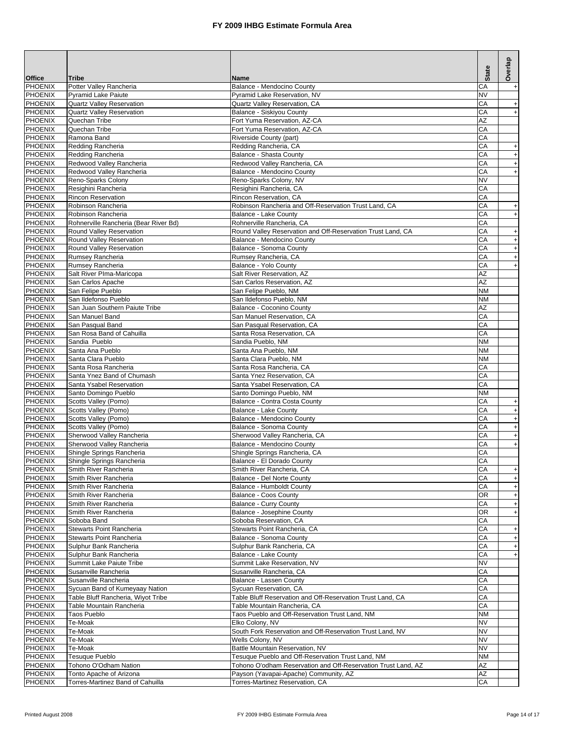# FY 2009 IHBG Estimate Formula Area

| Office | Tribe | Name | State | Overlap |
|---|---|---|---|---|
| PHOENIX | Potter Valley Rancheria | Balance - Mendocino County | CA | + |
| PHOENIX | Pyramid Lake Paiute | Pyramid Lake Reservation, NV | NV | |
| PHOENIX | Quartz Valley Reservation | Quartz Valley Reservation, CA | CA | + |
| PHOENIX | Quartz Valley Reservation | Balance - Siskiyou County | CA | + |
| PHOENIX | Quechan Tribe | Fort Yuma Reservation, AZ-CA | AZ | |
| PHOENIX | Quechan Tribe | Fort Yuma Reservation, AZ-CA | CA | |
| PHOENIX | Ramona Band | Riverside County (part) | CA | |
| PHOENIX | Redding Rancheria | Redding Rancheria, CA | CA | + |
| PHOENIX | Redding Rancheria | Balance - Shasta County | CA | + |
| PHOENIX | Redwood Valley Rancheria | Redwood Valley Rancheria, CA | CA | + |
| PHOENIX | Redwood Valley Rancheria | Balance - Mendocino County | CA | + |
| PHOENIX | Reno-Sparks Colony | Reno-Sparks Colony, NV | NV | |
| PHOENIX | Resighini Rancheria | Resighini Rancheria, CA | CA | |
| PHOENIX | Rincon Reservation | Rincon Reservation, CA | CA | |
| PHOENIX | Robinson Rancheria | Robinson Rancheria and Off-Reservation Trust Land, CA | CA | + |
| PHOENIX | Robinson Rancheria | Balance - Lake County | CA | + |
| PHOENIX | Rohnerville Rancheria (Bear River Bd) | Rohnerville Rancheria, CA | CA | |
| PHOENIX | Round Valley Reservation | Round Valley Reservation and Off-Reservation Trust Land, CA | CA | + |
| PHOENIX | Round Valley Reservation | Balance - Mendocino County | CA | + |
| PHOENIX | Round Valley Reservation | Balance - Sonoma County | CA | + |
| PHOENIX | Rumsey Rancheria | Rumsey Rancheria, CA | CA | + |
| PHOENIX | Rumsey Rancheria | Balance - Yolo County | CA | + |
| PHOENIX | Salt River PIma-Maricopa | Salt River Reservation, AZ | AZ | |
| PHOENIX | San Carlos Apache | San Carlos Reservation, AZ | AZ | |
| PHOENIX | San Felipe Pueblo | San Felipe Pueblo, NM | NM | |
| PHOENIX | San Ildefonso Pueblo | San Ildefonso Pueblo, NM | NM | |
| PHOENIX | San Juan Southern Paiute Tribe | Balance - Coconino County | AZ | |
| PHOENIX | San Manuel Band | San Manuel Reservation, CA | CA | |
| PHOENIX | San Pasqual Band | San Pasqual Reservation, CA | CA | |
| PHOENIX | San Rosa Band of Cahuilla | Santa Rosa Reservation, CA | CA | |
| PHOENIX | Sandia Pueblo | Sandia Pueblo, NM | NM | |
| PHOENIX | Santa Ana Pueblo | Santa Ana Pueblo, NM | NM | |
| PHOENIX | Santa Clara Pueblo | Santa Clara Pueblo, NM | NM | |
| PHOENIX | Santa Rosa Rancheria | Santa Rosa Rancheria, CA | CA | |
| PHOENIX | Santa Ynez Band of Chumash | Santa Ynez Reservation, CA | CA | |
| PHOENIX | Santa Ysabel Reservation | Santa Ysabel Reservation, CA | CA | |
| PHOENIX | Santo Domingo Pueblo | Santo Domingo Pueblo, NM | NM | |
| PHOENIX | Scotts Valley (Pomo) | Balance - Contra Costa County | CA | + |
| PHOENIX | Scotts Valley (Pomo) | Balance - Lake County | CA | + |
| PHOENIX | Scotts Valley (Pomo) | Balance - Mendocino County | CA | + |
| PHOENIX | Scotts Valley (Pomo) | Balance - Sonoma County | CA | + |
| PHOENIX | Sherwood Valley Rancheria | Sherwood Valley Rancheria, CA | CA | + |
| PHOENIX | Sherwood Valley Rancheria | Balance - Mendocino County | CA | + |
| PHOENIX | Shingle Springs Rancheria | Shingle Springs Rancheria, CA | CA | |
| PHOENIX | Shingle Springs Rancheria | Balance - El Dorado County | CA | |
| PHOENIX | Smith River Rancheria | Smith River Rancheria, CA | CA | + |
| PHOENIX | Smith River Rancheria | Balance - Del Norte County | CA | + |
| PHOENIX | Smith River Rancheria | Balance - Humboldt County | CA | + |
| PHOENIX | Smith River Rancheria | Balance - Coos County | OR | + |
| PHOENIX | Smith River Rancheria | Balance - Curry County | CA | + |
| PHOENIX | Smith River Rancheria | Balance - Josephine County | OR | + |
| PHOENIX | Soboba Band | Soboba Reservation, CA | CA | |
| PHOENIX | Stewarts Point Rancheria | Stewarts Point Rancheria, CA | CA | + |
| PHOENIX | Stewarts Point Rancheria | Balance - Sonoma County | CA | + |
| PHOENIX | Sulphur Bank Rancheria | Sulphur Bank Rancheria, CA | CA | + |
| PHOENIX | Sulphur Bank Rancheria | Balance - Lake County | CA | + |
| PHOENIX | Summit Lake Paiute Tribe | Summit Lake Reservation, NV | NV | |
| PHOENIX | Susanville Rancheria | Susanville Rancheria, CA | CA | |
| PHOENIX | Susanville Rancheria | Balance - Lassen County | CA | |
| PHOENIX | Sycuan Band of Kumeyaay Nation | Sycuan Reservation, CA | CA | |
| PHOENIX | Table Bluff Rancheria, Wiyot Tribe | Table Bluff Reservation and Off-Reservation Trust Land, CA | CA | |
| PHOENIX | Table Mountain Rancheria | Table Mountain Rancheria, CA | CA | |
| PHOENIX | Taos Pueblo | Taos Pueblo and Off-Reservation Trust Land, NM | NM | |
| PHOENIX | Te-Moak | Elko Colony, NV | NV | |
| PHOENIX | Te-Moak | South Fork Reservation and Off-Reservation Trust Land, NV | NV | |
| PHOENIX | Te-Moak | Wells Colony, NV | NV | |
| PHOENIX | Te-Moak | Battle Mountain Reservation, NV | NV | |
| PHOENIX | Tesuque Pueblo | Tesuque Pueblo and Off-Reservation Trust Land, NM | NM | |
| PHOENIX | Tohono O'Odham Nation | Tohono O'odham Reservation and Off-Reservation Trust Land, AZ | AZ | |
| PHOENIX | Tonto Apache of Arizona | Payson (Yavapai-Apache) Community, AZ | AZ | |
| PHOENIX | Torres-Martinez Band of Cahuilla | Torres-Martinez Reservation, CA | CA | |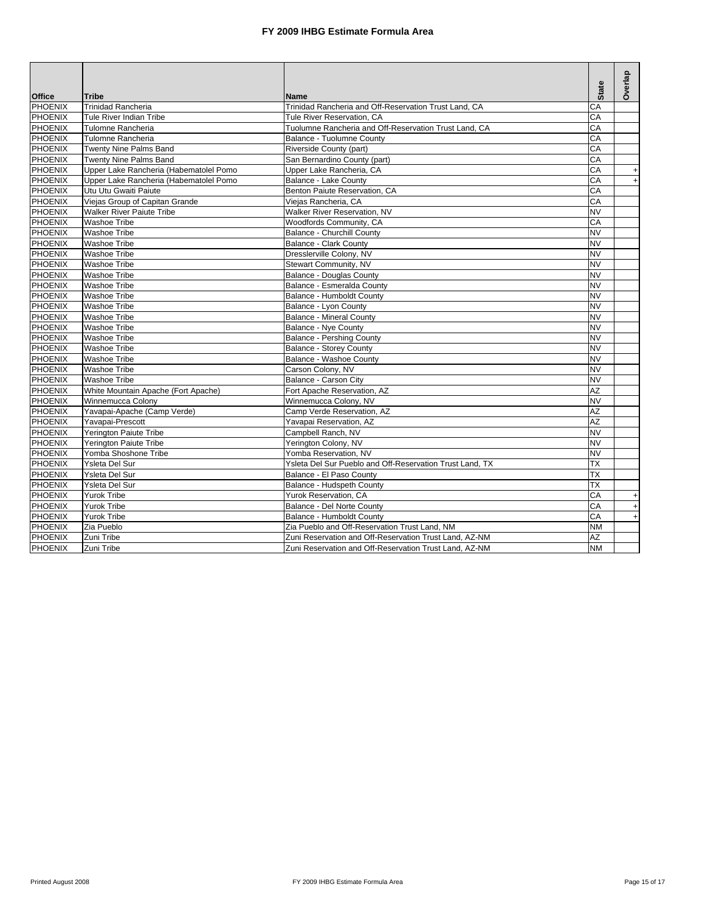# FY 2009 IHBG Estimate Formula Area

| Office | Tribe | Name | State | Overlap |
|---|---|---|---|---|
| PHOENIX | Trinidad Rancheria | Trinidad Rancheria and Off-Reservation Trust Land, CA | CA | |
| PHOENIX | Tule River Indian Tribe | Tule River Reservation, CA | CA | |
| PHOENIX | Tulomne Rancheria | Tuolumne Rancheria and Off-Reservation Trust Land, CA | CA | |
| PHOENIX | Tulomne Rancheria | Balance - Tuolumne County | CA | |
| PHOENIX | Twenty Nine Palms Band | Riverside County (part) | CA | |
| PHOENIX | Twenty Nine Palms Band | San Bernardino County (part) | CA | |
| PHOENIX | Upper Lake Rancheria (Habematolel Pomo | Upper Lake Rancheria, CA | CA | + |
| PHOENIX | Upper Lake Rancheria (Habematolel Pomo | Balance - Lake County | CA | + |
| PHOENIX | Utu Utu Gwaiti Paiute | Benton Paiute Reservation, CA | CA | |
| PHOENIX | Viejas Group of Capitan Grande | Viejas Rancheria, CA | CA | |
| PHOENIX | Walker River Paiute Tribe | Walker River Reservation, NV | NV | |
| PHOENIX | Washoe Tribe | Woodfords Community, CA | CA | |
| PHOENIX | Washoe Tribe | Balance - Churchill County | NV | |
| PHOENIX | Washoe Tribe | Balance - Clark County | NV | |
| PHOENIX | Washoe Tribe | Dresslerville Colony, NV | NV | |
| PHOENIX | Washoe Tribe | Stewart Community, NV | NV | |
| PHOENIX | Washoe Tribe | Balance - Douglas County | NV | |
| PHOENIX | Washoe Tribe | Balance - Esmeralda County | NV | |
| PHOENIX | Washoe Tribe | Balance - Humboldt County | NV | |
| PHOENIX | Washoe Tribe | Balance - Lyon County | NV | |
| PHOENIX | Washoe Tribe | Balance - Mineral County | NV | |
| PHOENIX | Washoe Tribe | Balance - Nye County | NV | |
| PHOENIX | Washoe Tribe | Balance - Pershing County | NV | |
| PHOENIX | Washoe Tribe | Balance - Storey County | NV | |
| PHOENIX | Washoe Tribe | Balance - Washoe County | NV | |
| PHOENIX | Washoe Tribe | Carson Colony, NV | NV | |
| PHOENIX | Washoe Tribe | Balance - Carson City | NV | |
| PHOENIX | White Mountain Apache (Fort Apache) | Fort Apache Reservation, AZ | AZ | |
| PHOENIX | Winnemucca Colony | Winnemucca Colony, NV | NV | |
| PHOENIX | Yavapai-Apache (Camp Verde) | Camp Verde Reservation, AZ | AZ | |
| PHOENIX | Yavapai-Prescott | Yavapai Reservation, AZ | AZ | |
| PHOENIX | Yerington Paiute Tribe | Campbell Ranch, NV | NV | |
| PHOENIX | Yerington Paiute Tribe | Yerington Colony, NV | NV | |
| PHOENIX | Yomba Shoshone Tribe | Yomba Reservation, NV | NV | |
| PHOENIX | Ysleta Del Sur | Ysleta Del Sur Pueblo and Off-Reservation Trust Land, TX | TX | |
| PHOENIX | Ysleta Del Sur | Balance - El Paso County | TX | |
| PHOENIX | Ysleta Del Sur | Balance - Hudspeth County | TX | |
| PHOENIX | Yurok Tribe | Yurok Reservation, CA | CA | + |
| PHOENIX | Yurok Tribe | Balance - Del Norte County | CA | + |
| PHOENIX | Yurok Tribe | Balance - Humboldt County | CA | + |
| PHOENIX | Zia Pueblo | Zia Pueblo and Off-Reservation Trust Land, NM | NM | |
| PHOENIX | Zuni Tribe | Zuni Reservation and Off-Reservation Trust Land, AZ-NM | AZ | |
| PHOENIX | Zuni Tribe | Zuni Reservation and Off-Reservation Trust Land, AZ-NM | NM | |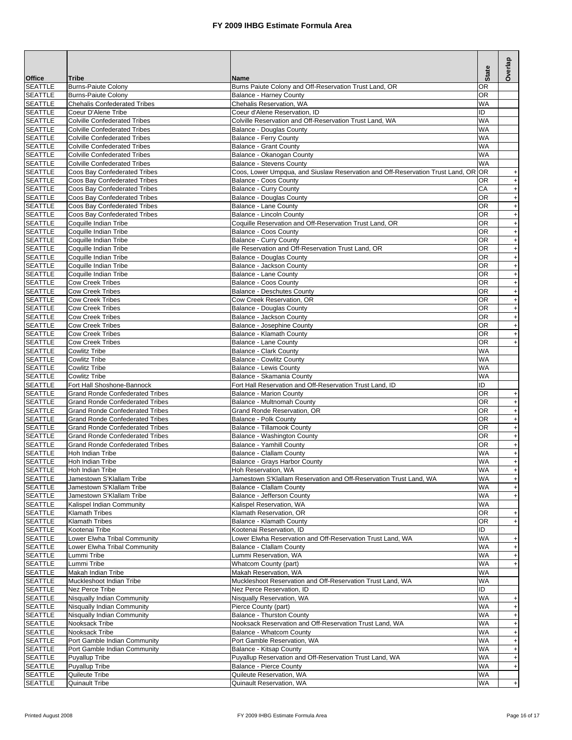# FY 2009 IHBG Estimate Formula Area

| Office | Tribe | Name | State | Overlap |
|---|---|---|---|---|
| SEATTLE | Burns-Paiute Colony | Burns Paiute Colony and Off-Reservation Trust Land, OR | OR | |
| SEATTLE | Burns-Paiute Colony | Balance - Harney County | OR | |
| SEATTLE | Chehalis Confederated Tribes | Chehalis Reservation, WA | WA | |
| SEATTLE | Coeur D'Alene Tribe | Coeur d'Alene Reservation, ID | ID | |
| SEATTLE | Colville Confederated Tribes | Colville Reservation and Off-Reservation Trust Land, WA | WA | |
| SEATTLE | Colville Confederated Tribes | Balance - Douglas County | WA | |
| SEATTLE | Colville Confederated Tribes | Balance - Ferry County | WA | |
| SEATTLE | Colville Confederated Tribes | Balance - Grant County | WA | |
| SEATTLE | Colville Confederated Tribes | Balance - Okanogan County | WA | |
| SEATTLE | Colville Confederated Tribes | Balance - Stevens County | WA | |
| SEATTLE | Coos Bay Confederated Tribes | Coos, Lower Umpqua, and Siuslaw Reservation and Off-Reservation Trust Land, OR | OR | + |
| SEATTLE | Coos Bay Confederated Tribes | Balance - Coos County | OR | + |
| SEATTLE | Coos Bay Confederated Tribes | Balance - Curry County | CA | + |
| SEATTLE | Coos Bay Confederated Tribes | Balance - Douglas County | OR | + |
| SEATTLE | Coos Bay Confederated Tribes | Balance - Lane County | OR | + |
| SEATTLE | Coos Bay Confederated Tribes | Balance - Lincoln County | OR | + |
| SEATTLE | Coquille Indian Tribe | Coquille Reservation and Off-Reservation Trust Land, OR | OR | + |
| SEATTLE | Coquille Indian Tribe | Balance - Coos County | OR | + |
| SEATTLE | Coquille Indian Tribe | Balance - Curry County | OR | + |
| SEATTLE | Coquille Indian Tribe | ille Reservation and Off-Reservation Trust Land, OR | OR | + |
| SEATTLE | Coquille Indian Tribe | Balance - Douglas County | OR | + |
| SEATTLE | Coquille Indian Tribe | Balance - Jackson County | OR | + |
| SEATTLE | Coquille Indian Tribe | Balance - Lane County | OR | + |
| SEATTLE | Cow Creek Tribes | Balance - Coos County | OR | + |
| SEATTLE | Cow Creek Tribes | Balance - Deschutes County | OR | + |
| SEATTLE | Cow Creek Tribes | Cow Creek Reservation, OR | OR | + |
| SEATTLE | Cow Creek Tribes | Balance - Douglas County | OR | + |
| SEATTLE | Cow Creek Tribes | Balance - Jackson County | OR | + |
| SEATTLE | Cow Creek Tribes | Balance - Josephine County | OR | + |
| SEATTLE | Cow Creek Tribes | Balance - Klamath County | OR | + |
| SEATTLE | Cow Creek Tribes | Balance - Lane County | OR | + |
| SEATTLE | Cowlitz Tribe | Balance - Clark County | WA | |
| SEATTLE | Cowlitz Tribe | Balance - Cowlitz County | WA | |
| SEATTLE | Cowlitz Tribe | Balance - Lewis County | WA | |
| SEATTLE | Cowlitz Tribe | Balance - Skamania County | WA | |
| SEATTLE | Fort Hall Shoshone-Bannock | Fort Hall Reservation and Off-Reservation Trust Land, ID | ID | |
| SEATTLE | Grand Ronde Confederated Tribes | Balance - Marion County | OR | + |
| SEATTLE | Grand Ronde Confederated Tribes | Balance - Multnomah County | OR | + |
| SEATTLE | Grand Ronde Confederated Tribes | Grand Ronde Reservation, OR | OR | + |
| SEATTLE | Grand Ronde Confederated Tribes | Balance - Polk County | OR | + |
| SEATTLE | Grand Ronde Confederated Tribes | Balance - Tillamook County | OR | + |
| SEATTLE | Grand Ronde Confederated Tribes | Balance - Washington County | OR | + |
| SEATTLE | Grand Ronde Confederated Tribes | Balance - Yamhill County | OR | + |
| SEATTLE | Hoh Indian Tribe | Balance - Clallam County | WA | + |
| SEATTLE | Hoh Indian Tribe | Balance - Grays Harbor County | WA | + |
| SEATTLE | Hoh Indian Tribe | Hoh Reservation, WA | WA | + |
| SEATTLE | Jamestown S'Klallam Tribe | Jamestown S'Klallam Reservation and Off-Reservation Trust Land, WA | WA | + |
| SEATTLE | Jamestown S'Klallam Tribe | Balance - Clallam County | WA | + |
| SEATTLE | Jamestown S'Klallam Tribe | Balance - Jefferson County | WA | + |
| SEATTLE | Kalispel Indian Community | Kalispel Reservation, WA | WA | |
| SEATTLE | Klamath Tribes | Klamath Reservation, OR | OR | + |
| SEATTLE | Klamath Tribes | Balance - Klamath County | OR | + |
| SEATTLE | Kootenai Tribe | Kootenai Reservation, ID | ID | |
| SEATTLE | Lower Elwha Tribal Community | Lower Elwha Reservation and Off-Reservation Trust Land, WA | WA | + |
| SEATTLE | Lower Elwha Tribal Community | Balance - Clallam County | WA | + |
| SEATTLE | Lummi Tribe | Lummi Reservation, WA | WA | + |
| SEATTLE | Lummi Tribe | Whatcom County (part) | WA | + |
| SEATTLE | Makah Indian Tribe | Makah Reservation, WA | WA | |
| SEATTLE | Muckleshoot Indian Tribe | Muckleshoot Reservation and Off-Reservation Trust Land, WA | WA | |
| SEATTLE | Nez Perce Tribe | Nez Perce Reservation, ID | ID | |
| SEATTLE | Nisqually Indian Community | Nisqually Reservation, WA | WA | + |
| SEATTLE | Nisqually Indian Community | Pierce County (part) | WA | + |
| SEATTLE | Nisqually Indian Community | Balance - Thurston County | WA | + |
| SEATTLE | Nooksack Tribe | Nooksack Reservation and Off-Reservation Trust Land, WA | WA | + |
| SEATTLE | Nooksack Tribe | Balance - Whatcom County | WA | + |
| SEATTLE | Port Gamble Indian Community | Port Gamble Reservation, WA | WA | + |
| SEATTLE | Port Gamble Indian Community | Balance - Kitsap County | WA | + |
| SEATTLE | Puyallup Tribe | Puyallup Reservation and Off-Reservation Trust Land, WA | WA | + |
| SEATTLE | Puyallup Tribe | Balance - Pierce County | WA | + |
| SEATTLE | Quileute Tribe | Quileute Reservation, WA | WA | |
| SEATTLE | Quinault Tribe | Quinault Reservation, WA | WA | + |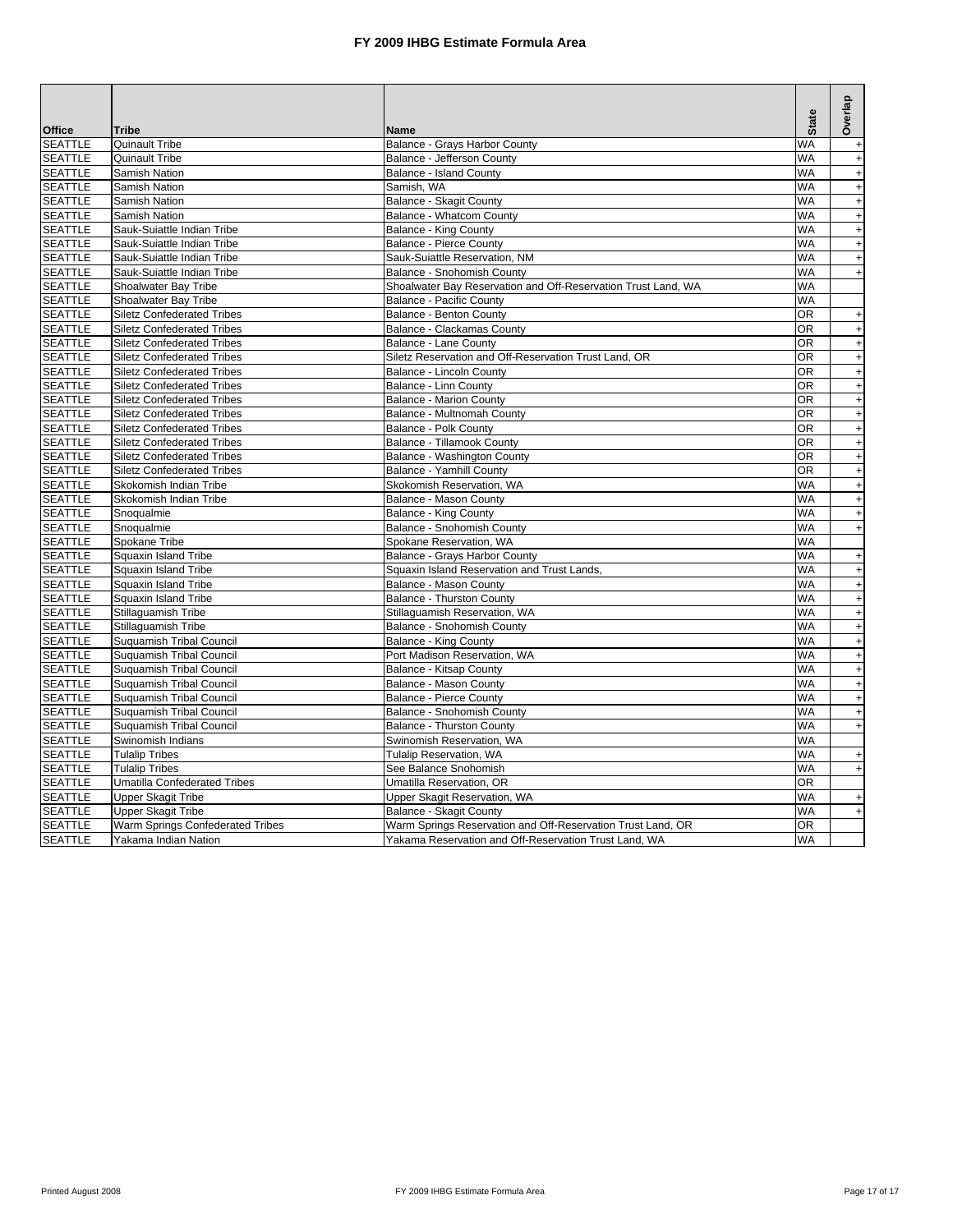# FY 2009 IHBG Estimate Formula Area

| Office | Tribe | Name | State | Overlap |
|---|---|---|---|---|
| SEATTLE | Quinault Tribe | Balance - Grays Harbor County | WA | + |
| SEATTLE | Quinault Tribe | Balance - Jefferson County | WA | + |
| SEATTLE | Samish Nation | Balance - Island County | WA | + |
| SEATTLE | Samish Nation | Samish, WA | WA | + |
| SEATTLE | Samish Nation | Balance - Skagit County | WA | + |
| SEATTLE | Samish Nation | Balance - Whatcom County | WA | + |
| SEATTLE | Sauk-Suiattle Indian Tribe | Balance - King County | WA | + |
| SEATTLE | Sauk-Suiattle Indian Tribe | Balance - Pierce County | WA | + |
| SEATTLE | Sauk-Suiattle Indian Tribe | Sauk-Suiattle Reservation, NM | WA | + |
| SEATTLE | Sauk-Suiattle Indian Tribe | Balance - Snohomish County | WA | + |
| SEATTLE | Shoalwater Bay Tribe | Shoalwater Bay Reservation and Off-Reservation Trust Land, WA | WA | |
| SEATTLE | Shoalwater Bay Tribe | Balance - Pacific County | WA | |
| SEATTLE | Siletz Confederated Tribes | Balance - Benton County | OR | + |
| SEATTLE | Siletz Confederated Tribes | Balance - Clackamas County | OR | + |
| SEATTLE | Siletz Confederated Tribes | Balance - Lane County | OR | + |
| SEATTLE | Siletz Confederated Tribes | Siletz Reservation and Off-Reservation Trust Land, OR | OR | + |
| SEATTLE | Siletz Confederated Tribes | Balance - Lincoln County | OR | + |
| SEATTLE | Siletz Confederated Tribes | Balance - Linn County | OR | + |
| SEATTLE | Siletz Confederated Tribes | Balance - Marion County | OR | + |
| SEATTLE | Siletz Confederated Tribes | Balance - Multnomah County | OR | + |
| SEATTLE | Siletz Confederated Tribes | Balance - Polk County | OR | + |
| SEATTLE | Siletz Confederated Tribes | Balance - Tillamook County | OR | + |
| SEATTLE | Siletz Confederated Tribes | Balance - Washington County | OR | + |
| SEATTLE | Siletz Confederated Tribes | Balance - Yamhill County | OR | + |
| SEATTLE | Skokomish Indian Tribe | Skokomish Reservation, WA | WA | + |
| SEATTLE | Skokomish Indian Tribe | Balance - Mason County | WA | + |
| SEATTLE | Snoqualmie | Balance - King County | WA | + |
| SEATTLE | Snoqualmie | Balance - Snohomish County | WA | + |
| SEATTLE | Spokane Tribe | Spokane Reservation, WA | WA | |
| SEATTLE | Squaxin Island Tribe | Balance - Grays Harbor County | WA | + |
| SEATTLE | Squaxin Island Tribe | Squaxin Island Reservation and Trust Lands, | WA | + |
| SEATTLE | Squaxin Island Tribe | Balance - Mason County | WA | + |
| SEATTLE | Squaxin Island Tribe | Balance - Thurston County | WA | + |
| SEATTLE | Stillaguamish Tribe | Stillaguamish Reservation, WA | WA | + |
| SEATTLE | Stillaguamish Tribe | Balance - Snohomish County | WA | + |
| SEATTLE | Suquamish Tribal Council | Balance - King County | WA | + |
| SEATTLE | Suquamish Tribal Council | Port Madison Reservation, WA | WA | + |
| SEATTLE | Suquamish Tribal Council | Balance - Kitsap County | WA | + |
| SEATTLE | Suquamish Tribal Council | Balance - Mason County | WA | + |
| SEATTLE | Suquamish Tribal Council | Balance - Pierce County | WA | + |
| SEATTLE | Suquamish Tribal Council | Balance - Snohomish County | WA | + |
| SEATTLE | Suquamish Tribal Council | Balance - Thurston County | WA | + |
| SEATTLE | Swinomish Indians | Swinomish Reservation, WA | WA | |
| SEATTLE | Tulalip Tribes | Tulalip Reservation, WA | WA | + |
| SEATTLE | Tulalip Tribes | See Balance Snohomish | WA | + |
| SEATTLE | Umatilla Confederated Tribes | Umatilla Reservation, OR | OR | |
| SEATTLE | Upper Skagit Tribe | Upper Skagit Reservation, WA | WA | + |
| SEATTLE | Upper Skagit Tribe | Balance - Skagit County | WA | + |
| SEATTLE | Warm Springs Confederated Tribes | Warm Springs Reservation and Off-Reservation Trust Land, OR | OR | |
| SEATTLE | Yakama Indian Nation | Yakama Reservation and Off-Reservation Trust Land, WA | WA | |